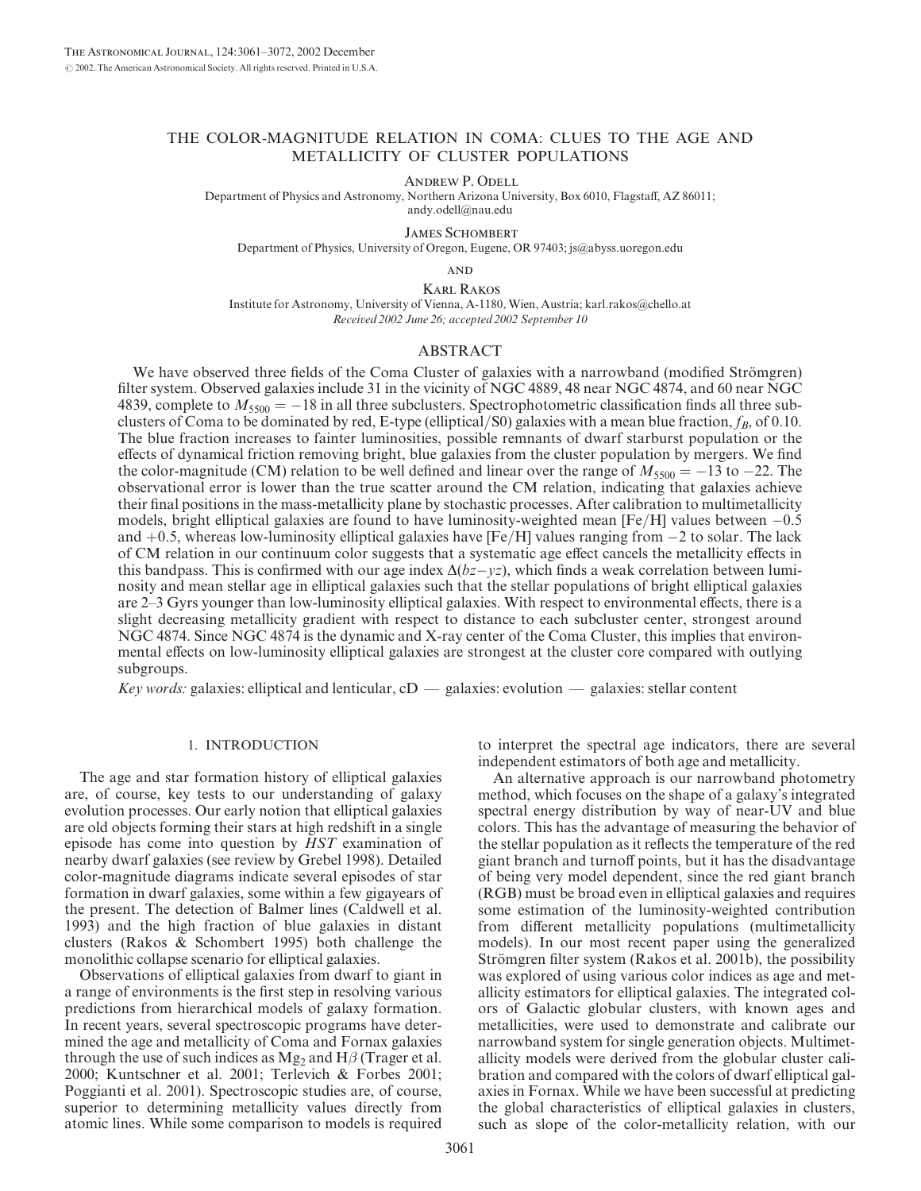# THE COLOR-MAGNITUDE RELATION IN COMA: CLUES TO THE AGE AND METALLICITY OF CLUSTER POPULATIONS

Andrew P. Odell

Department of Physics and Astronomy, Northern Arizona University, Box 6010, Flagstaff, AZ 86011; andy.odell@nau.edu

James Schombert

Department of Physics, University of Oregon, Eugene, OR 97403; js@abyss.uoregon.edu

and

Karl Rakos

Institute for Astronomy, University of Vienna, A-1180, Wien, Austria; karl.rakos@chello.at

*Received 2002 June 26; accepted 2002 September 10*

## ABSTRACT

We have observed three fields of the Coma Cluster of galaxies with a narrowband (modified Strömgren) filter system. Observed galaxies include 31 in the vicinity of NGC 4889, 48 near NGC 4874, and 60 near NGC 4839, complete to $M_{5500} = -18$ in all three subclusters. Spectrophotometric classification finds all three subclusters of Coma to be dominated by red, E-type (elliptical/S0) galaxies with a mean blue fraction, $f_B$, of 0.10. The blue fraction increases to fainter luminosities, possible remnants of dwarf starburst population or the effects of dynamical friction removing bright, blue galaxies from the cluster population by mergers. We find the color-magnitude (CM) relation to be well defined and linear over the range of $M_{5500} = -13$ to $-22$. The observational error is lower than the true scatter around the CM relation, indicating that galaxies achieve their final positions in the mass-metallicity plane by stochastic processes. After calibration to multimetallicity models, bright elliptical galaxies are found to have luminosity-weighted mean [Fe/H] values between $-0.5$ and $+0.5$, whereas low-luminosity elliptical galaxies have [Fe/H] values ranging from $-2$ to solar. The lack of CM relation in our continuum color suggests that a systematic age effect cancels the metallicity effects in this bandpass. This is confirmed with our age index $\Delta(bz-yz)$, which finds a weak correlation between luminosity and mean stellar age in elliptical galaxies such that the stellar populations of bright elliptical galaxies are 2–3 Gyrs younger than low-luminosity elliptical galaxies. With respect to environmental effects, there is a slight decreasing metallicity gradient with respect to distance to each subcluster center, strongest around NGC 4874. Since NGC 4874 is the dynamic and X-ray center of the Coma Cluster, this implies that environmental effects on low-luminosity elliptical galaxies are strongest at the cluster core compared with outlying subgroups.

*Key words:* galaxies: elliptical and lenticular, cD — galaxies: evolution — galaxies: stellar content

## 1. INTRODUCTION

The age and star formation history of elliptical galaxies are, of course, key tests to our understanding of galaxy evolution processes. Our early notion that elliptical galaxies are old objects forming their stars at high redshift in a single episode has come into question by *HST* examination of nearby dwarf galaxies (see review by Grebel 1998). Detailed color-magnitude diagrams indicate several episodes of star formation in dwarf galaxies, some within a few gigayears of the present. The detection of Balmer lines (Caldwell et al. 1993) and the high fraction of blue galaxies in distant clusters (Rakos & Schombert 1995) both challenge the monolithic collapse scenario for elliptical galaxies.

Observations of elliptical galaxies from dwarf to giant in a range of environments is the first step in resolving various predictions from hierarchical models of galaxy formation. In recent years, several spectroscopic programs have determined the age and metallicity of Coma and Fornax galaxies through the use of such indices as $Mg_2$ and H$\beta$ (Trager et al. 2000; Kuntschner et al. 2001; Terlevich & Forbes 2001; Poggianti et al. 2001). Spectroscopic studies are, of course, superior to determining metallicity values directly from atomic lines. While some comparison to models is required to interpret the spectral age indicators, there are several independent estimators of both age and metallicity.

An alternative approach is our narrowband photometry method, which focuses on the shape of a galaxy's integrated spectral energy distribution by way of near-UV and blue colors. This has the advantage of measuring the behavior of the stellar population as it reflects the temperature of the red giant branch and turnoff points, but it has the disadvantage of being very model dependent, since the red giant branch (RGB) must be broad even in elliptical galaxies and requires some estimation of the luminosity-weighted contribution from different metallicity populations (multimetallicity models). In our most recent paper using the generalized Strömgren filter system (Rakos et al. 2001b), the possibility was explored of using various color indices as age and metallicity estimators for elliptical galaxies. The integrated colors of Galactic globular clusters, with known ages and metallicities, were used to demonstrate and calibrate our narrowband system for single generation objects. Multimetallicity models were derived from the globular cluster calibration and compared with the colors of dwarf elliptical galaxies in Fornax. While we have been successful at predicting the global characteristics of elliptical galaxies in clusters, such as slope of the color-metallicity relation, with our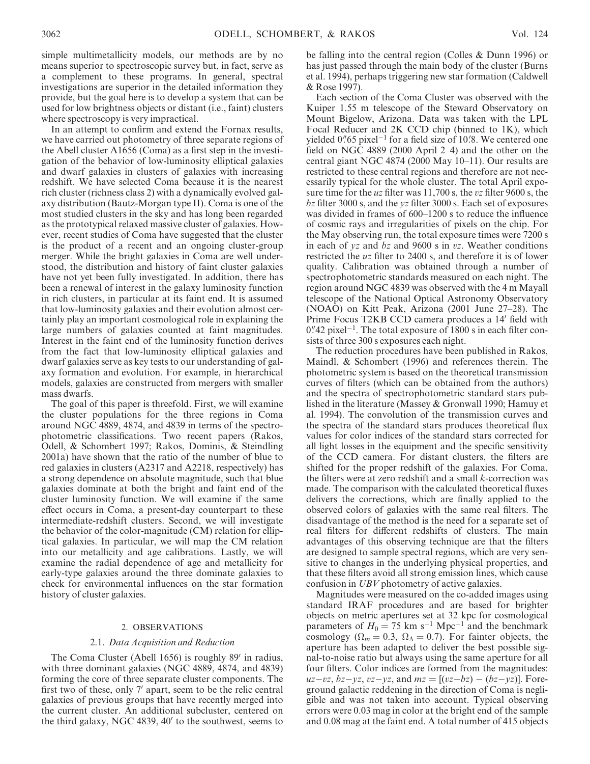simple multimetallicity models, our methods are by no means superior to spectroscopic survey but, in fact, serve as a complement to these programs. In general, spectral investigations are superior in the detailed information they provide, but the goal here is to develop a system that can be used for low brightness objects or distant (i.e., faint) clusters where spectroscopy is very impractical.

In an attempt to confirm and extend the Fornax results, we have carried out photometry of three separate regions of the Abell cluster A1656 (Coma) as a first step in the investigation of the behavior of low-luminosity elliptical galaxies and dwarf galaxies in clusters of galaxies with increasing redshift. We have selected Coma because it is the nearest rich cluster (richness class 2) with a dynamically evolved galaxy distribution (Bautz-Morgan type II). Coma is one of the most studied clusters in the sky and has long been regarded as the prototypical relaxed massive cluster of galaxies. However, recent studies of Coma have suggested that the cluster is the product of a recent and an ongoing cluster-group merger. While the bright galaxies in Coma are well understood, the distribution and history of faint cluster galaxies have not yet been fully investigated. In addition, there has been a renewal of interest in the galaxy luminosity function in rich clusters, in particular at its faint end. It is assumed that low-luminosity galaxies and their evolution almost certainly play an important cosmological role in explaining the large numbers of galaxies counted at faint magnitudes. Interest in the faint end of the luminosity function derives from the fact that low-luminosity elliptical galaxies and dwarf galaxies serve as key tests to our understanding of galaxy formation and evolution. For example, in hierarchical models, galaxies are constructed from mergers with smaller mass dwarfs.

The goal of this paper is threefold. First, we will examine the cluster populations for the three regions in Coma around NGC 4889, 4874, and 4839 in terms of the spectrophotometric classifications. Two recent papers (Rakos, Odell, & Schombert 1997; Rakos, Dominis, & Steindling 2001a) have shown that the ratio of the number of blue to red galaxies in clusters (A2317 and A2218, respectively) has a strong dependence on absolute magnitude, such that blue galaxies dominate at both the bright and faint end of the cluster luminosity function. We will examine if the same effect occurs in Coma, a present-day counterpart to these intermediate-redshift clusters. Second, we will investigate the behavior of the color-magnitude (CM) relation for elliptical galaxies. In particular, we will map the CM relation into our metallicity and age calibrations. Lastly, we will examine the radial dependence of age and metallicity for early-type galaxies around the three dominate galaxies to check for environmental influences on the star formation history of cluster galaxies.

## 2. OBSERVATIONS

### 2.1. *Data Acquisition and Reduction*

The Coma Cluster (Abell 1656) is roughly 89′ in radius, with three dominant galaxies (NGC 4889, 4874, and 4839) forming the core of three separate cluster components. The first two of these, only 7′ apart, seem to be the relic central galaxies of previous groups that have recently merged into the current cluster. An additional subcluster, centered on the third galaxy, NGC 4839, 40′ to the southwest, seems to be falling into the central region (Colles & Dunn 1996) or has just passed through the main body of the cluster (Burns et al. 1994), perhaps triggering new star formation (Caldwell & Rose 1997).

Each section of the Coma Cluster was observed with the Kuiper 1.55 m telescope of the Steward Observatory on Mount Bigelow, Arizona. Data was taken with the LPL Focal Reducer and 2K CCD chip (binned to 1K), which yielded 0″65 pixel$^{-1}$ for a field size of 10′8. We centered one field on NGC 4889 (2000 April 2–4) and the other on the central giant NGC 4874 (2000 May 10–11). Our results are restricted to these central regions and therefore are not necessarily typical for the whole cluster. The total April exposure time for the *uz* filter was 11,700 s, the *vz* filter 9600 s, the *bz* filter 3000 s, and the *yz* filter 3000 s. Each set of exposures was divided in frames of 600–1200 s to reduce the influence of cosmic rays and irregularities of pixels on the chip. For the May observing run, the total exposure times were 7200 s in each of *yz* and *bz* and 9600 s in *vz*. Weather conditions restricted the *uz* filter to 2400 s, and therefore it is of lower quality. Calibration was obtained through a number of spectrophotometric standards measured on each night. The region around NGC 4839 was observed with the 4 m Mayall telescope of the National Optical Astronomy Observatory (NOAO) on Kitt Peak, Arizona (2001 June 27–28). The Prime Focus T2KB CCD camera produces a 14′ field with 0″42 pixel$^{-1}$. The total exposure of 1800 s in each filter consists of three 300 s exposures each night.

The reduction procedures have been published in Rakos, Maindl, & Schombert (1996) and references therein. The photometric system is based on the theoretical transmission curves of filters (which can be obtained from the authors) and the spectra of spectrophotometric standard stars published in the literature (Massey & Gronwall 1990; Hamuy et al. 1994). The convolution of the transmission curves and the spectra of the standard stars produces theoretical flux values for color indices of the standard stars corrected for all light losses in the equipment and the specific sensitivity of the CCD camera. For distant clusters, the filters are shifted for the proper redshift of the galaxies. For Coma, the filters were at zero redshift and a small *k*-correction was made. The comparison with the calculated theoretical fluxes delivers the corrections, which are finally applied to the observed colors of galaxies with the same real filters. The disadvantage of the method is the need for a separate set of real filters for different redshifts of clusters. The main advantages of this observing technique are that the filters are designed to sample spectral regions, which are very sensitive to changes in the underlying physical properties, and that these filters avoid all strong emission lines, which cause confusion in *UBV* photometry of active galaxies.

Magnitudes were measured on the co-added images using standard IRAF procedures and are based for brighter objects on metric apertures set at 32 kpc for cosmological parameters of $H_0 = 75$ km s$^{-1}$ Mpc$^{-1}$ and the benchmark cosmology ($\Omega_m = 0.3$, $\Omega_\Lambda = 0.7$). For fainter objects, the aperture has been adapted to deliver the best possible signal-to-noise ratio but always using the same aperture for all four filters. Color indices are formed from the magnitudes: *uz*−*vz*, *bz*−*yz*, *vz*−*yz*, and $mz = [(vz-bz) - (bz-yz)]$. Foreground galactic reddening in the direction of Coma is negligible and was not taken into account. Typical observing errors were 0.03 mag in color at the bright end of the sample and 0.08 mag at the faint end. A total number of 415 objects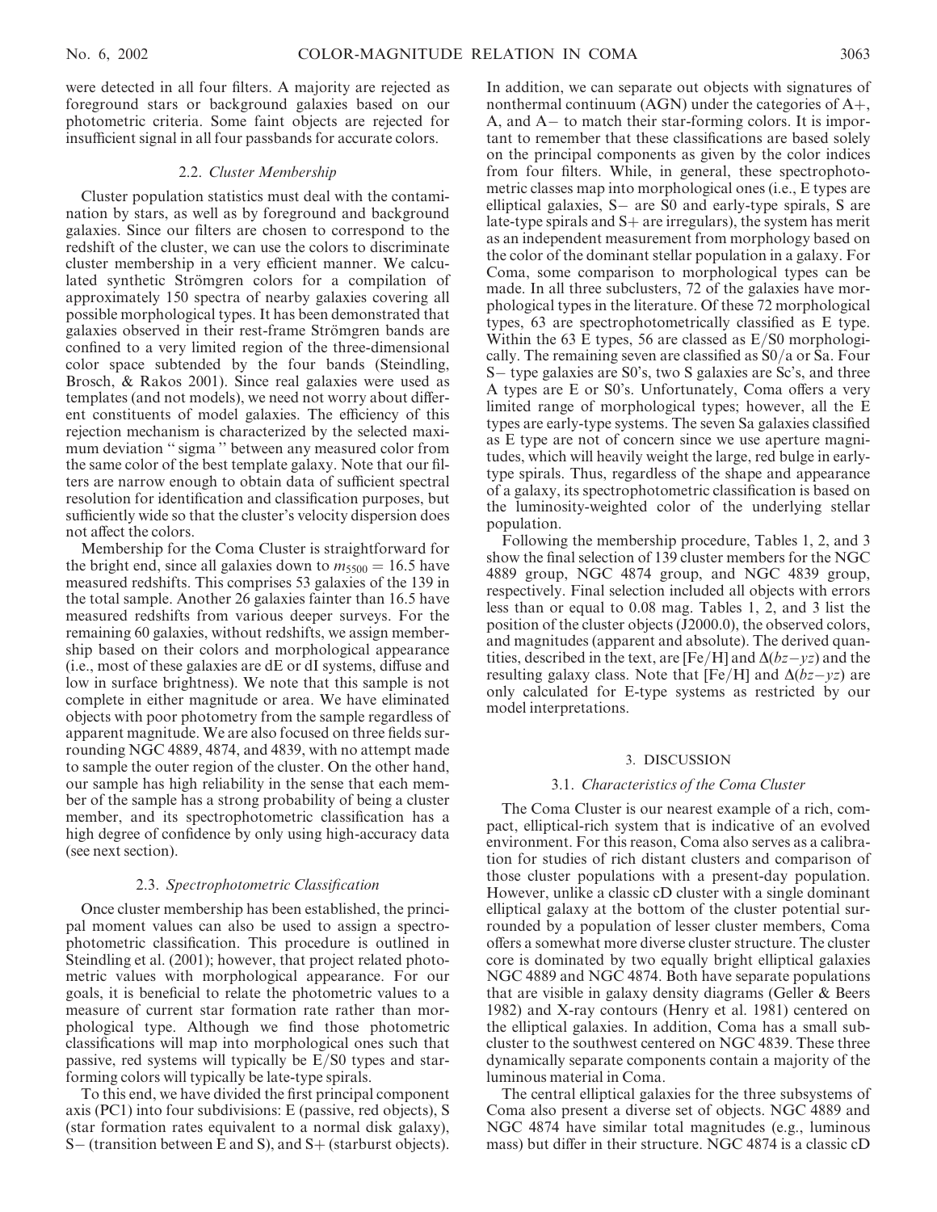were detected in all four filters. A majority are rejected as foreground stars or background galaxies based on our photometric criteria. Some faint objects are rejected for insufficient signal in all four passbands for accurate colors.

### 2.2. *Cluster Membership*

Cluster population statistics must deal with the contamination by stars, as well as by foreground and background galaxies. Since our filters are chosen to correspond to the redshift of the cluster, we can use the colors to discriminate cluster membership in a very efficient manner. We calculated synthetic Strömgren colors for a compilation of approximately 150 spectra of nearby galaxies covering all possible morphological types. It has been demonstrated that galaxies observed in their rest-frame Strömgren bands are confined to a very limited region of the three-dimensional color space subtended by the four bands (Steindling, Brosch, & Rakos 2001). Since real galaxies were used as templates (and not models), we need not worry about different constituents of model galaxies. The efficiency of this rejection mechanism is characterized by the selected maximum deviation "sigma" between any measured color from the same color of the best template galaxy. Note that our filters are narrow enough to obtain data of sufficient spectral resolution for identification and classification purposes, but sufficiently wide so that the cluster's velocity dispersion does not affect the colors.

Membership for the Coma Cluster is straightforward for the bright end, since all galaxies down to $m_{5500} = 16.5$ have measured redshifts. This comprises 53 galaxies of the 139 in the total sample. Another 26 galaxies fainter than 16.5 have measured redshifts from various deeper surveys. For the remaining 60 galaxies, without redshifts, we assign membership based on their colors and morphological appearance (i.e., most of these galaxies are dE or dI systems, diffuse and low in surface brightness). We note that this sample is not complete in either magnitude or area. We have eliminated objects with poor photometry from the sample regardless of apparent magnitude. We are also focused on three fields surrounding NGC 4889, 4874, and 4839, with no attempt made to sample the outer region of the cluster. On the other hand, our sample has high reliability in the sense that each member of the sample has a strong probability of being a cluster member, and its spectrophotometric classification has a high degree of confidence by only using high-accuracy data (see next section).

### 2.3. *Spectrophotometric Classification*

Once cluster membership has been established, the principal moment values can also be used to assign a spectrophotometric classification. This procedure is outlined in Steindling et al. (2001); however, that project related photometric values with morphological appearance. For our goals, it is beneficial to relate the photometric values to a measure of current star formation rate rather than morphological type. Although we find those photometric classifications will map into morphological ones such that passive, red systems will typically be E/S0 types and star-forming colors will typically be late-type spirals.

To this end, we have divided the first principal component axis (PC1) into four subdivisions: E (passive, red objects), S (star formation rates equivalent to a normal disk galaxy), S− (transition between E and S), and S+ (starburst objects). In addition, we can separate out objects with signatures of nonthermal continuum (AGN) under the categories of A+, A, and A− to match their star-forming colors. It is important to remember that these classifications are based solely on the principal components as given by the color indices from four filters. While, in general, these spectrophotometric classes map into morphological ones (i.e., E types are elliptical galaxies, S− are S0 and early-type spirals, S are late-type spirals and S+ are irregulars), the system has merit as an independent measurement from morphology based on the color of the dominant stellar population in a galaxy. For Coma, some comparison to morphological types can be made. In all three subclusters, 72 of the galaxies have morphological types in the literature. Of these 72 morphological types, 63 are spectrophotometrically classified as E type. Within the 63 E types, 56 are classed as E/S0 morphologically. The remaining seven are classified as S0/a or Sa. Four S− type galaxies are S0's, two S galaxies are Sc's, and three A types are E or S0's. Unfortunately, Coma offers a very limited range of morphological types; however, all the E types are early-type systems. The seven Sa galaxies classified as E type are not of concern since we use aperture magnitudes, which will heavily weight the large, red bulge in early-type spirals. Thus, regardless of the shape and appearance of a galaxy, its spectrophotometric classification is based on the luminosity-weighted color of the underlying stellar population.

Following the membership procedure, Tables 1, 2, and 3 show the final selection of 139 cluster members for the NGC 4889 group, NGC 4874 group, and NGC 4839 group, respectively. Final selection included all objects with errors less than or equal to 0.08 mag. Tables 1, 2, and 3 list the position of the cluster objects (J2000.0), the observed colors, and magnitudes (apparent and absolute). The derived quantities, described in the text, are [Fe/H] and $\Delta(bz-yz)$ and the resulting galaxy class. Note that [Fe/H] and $\Delta(bz-yz)$ are only calculated for E-type systems as restricted by our model interpretations.

## 3. DISCUSSION

### 3.1. *Characteristics of the Coma Cluster*

The Coma Cluster is our nearest example of a rich, compact, elliptical-rich system that is indicative of an evolved environment. For this reason, Coma also serves as a calibration for studies of rich distant clusters and comparison of those cluster populations with a present-day population. However, unlike a classic cD cluster with a single dominant elliptical galaxy at the bottom of the cluster potential surrounded by a population of lesser cluster members, Coma offers a somewhat more diverse cluster structure. The cluster core is dominated by two equally bright elliptical galaxies NGC 4889 and NGC 4874. Both have separate populations that are visible in galaxy density diagrams (Geller & Beers 1982) and X-ray contours (Henry et al. 1981) centered on the elliptical galaxies. In addition, Coma has a small subcluster to the southwest centered on NGC 4839. These three dynamically separate components contain a majority of the luminous material in Coma.

The central elliptical galaxies for the three subsystems of Coma also present a diverse set of objects. NGC 4889 and NGC 4874 have similar total magnitudes (e.g., luminous mass) but differ in their structure. NGC 4874 is a classic cD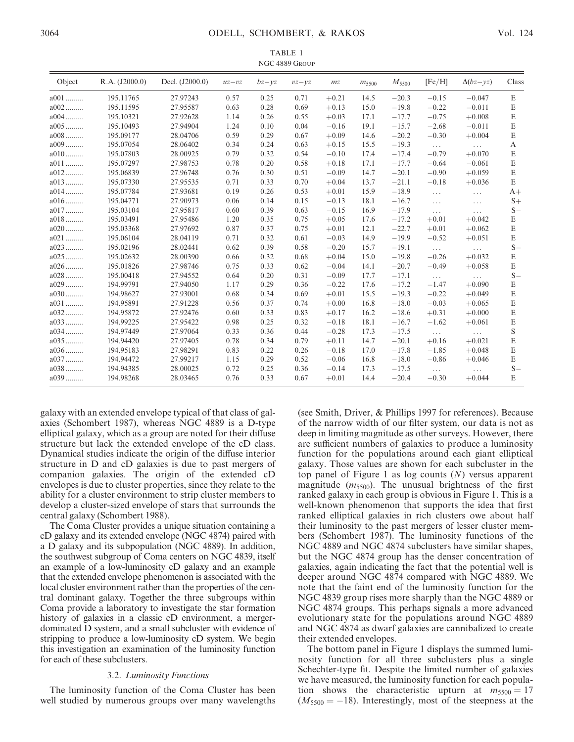TABLE 1

NGC 4889 Group

| Object | R.A. (J2000.0) | Decl. (J2000.0) | $uz-vz$ | $bz-yz$ | $vz-yz$ | $mz$ | $m_{5500}$ | $M_{5500}$ | [Fe/H] | $\Delta(bz-yz)$ | Class |
|---|---|---|---|---|---|---|---|---|---|---|---|
| a001 ......... | 195.11765 | 27.97243 | 0.57 | 0.25 | 0.71 | +0.21 | 14.5 | −20.3 | −0.15 | −0.047 | E |
| a002 ......... | 195.11595 | 27.95587 | 0.63 | 0.28 | 0.69 | +0.13 | 15.0 | −19.8 | −0.22 | −0.011 | E |
| a004 ......... | 195.10321 | 27.92628 | 1.14 | 0.26 | 0.55 | +0.03 | 17.1 | −17.7 | −0.75 | +0.008 | E |
| a005 ......... | 195.10493 | 27.94904 | 1.24 | 0.10 | 0.04 | −0.16 | 19.1 | −15.7 | −2.68 | −0.011 | E |
| a008 ......... | 195.09177 | 28.04706 | 0.59 | 0.29 | 0.67 | +0.09 | 14.6 | −20.2 | −0.30 | +0.004 | E |
| a009 ......... | 195.07054 | 28.06402 | 0.34 | 0.24 | 0.63 | +0.15 | 15.5 | −19.3 | ... | ... | A |
| a010 ......... | 195.07803 | 28.00925 | 0.79 | 0.32 | 0.54 | −0.10 | 17.4 | −17.4 | −0.79 | +0.070 | E |
| a011 ......... | 195.07297 | 27.98753 | 0.78 | 0.20 | 0.58 | +0.18 | 17.1 | −17.7 | −0.64 | −0.061 | E |
| a012 ......... | 195.06839 | 27.96748 | 0.76 | 0.30 | 0.51 | −0.09 | 14.7 | −20.1 | −0.90 | +0.059 | E |
| a013 ......... | 195.07330 | 27.95535 | 0.71 | 0.33 | 0.70 | +0.04 | 13.7 | −21.1 | −0.18 | +0.036 | E |
| a014 ......... | 195.07784 | 27.93681 | 0.19 | 0.26 | 0.53 | +0.01 | 15.9 | −18.9 | ... | ... | A+ |
| a016 ......... | 195.04771 | 27.90973 | 0.06 | 0.14 | 0.15 | −0.13 | 18.1 | −16.7 | ... | ... | S+ |
| a017 ......... | 195.03104 | 27.95817 | 0.60 | 0.39 | 0.63 | −0.15 | 16.9 | −17.9 | ... | ... | S− |
| a018 ......... | 195.03491 | 27.95486 | 1.20 | 0.35 | 0.75 | +0.05 | 17.6 | −17.2 | +0.01 | +0.042 | E |
| a020 ......... | 195.03368 | 27.97692 | 0.87 | 0.37 | 0.75 | +0.01 | 12.1 | −22.7 | +0.01 | +0.062 | E |
| a021 ......... | 195.06104 | 28.04119 | 0.71 | 0.32 | 0.61 | −0.03 | 14.9 | −19.9 | −0.52 | +0.051 | E |
| a023 ......... | 195.02196 | 28.02441 | 0.62 | 0.39 | 0.58 | −0.20 | 15.7 | −19.1 | ... | ... | S− |
| a025 ......... | 195.02632 | 28.00390 | 0.66 | 0.32 | 0.68 | +0.04 | 15.0 | −19.8 | −0.26 | +0.032 | E |
| a026 ......... | 195.01826 | 27.98746 | 0.75 | 0.33 | 0.62 | −0.04 | 14.1 | −20.7 | −0.49 | +0.058 | E |
| a028 ......... | 195.00418 | 27.94552 | 0.64 | 0.20 | 0.31 | −0.09 | 17.7 | −17.1 | ... | ... | S− |
| a029 ......... | 194.99791 | 27.94050 | 1.17 | 0.29 | 0.36 | −0.22 | 17.6 | −17.2 | −1.47 | +0.090 | E |
| a030 ......... | 194.98627 | 27.93001 | 0.68 | 0.34 | 0.69 | +0.01 | 15.5 | −19.3 | −0.22 | +0.049 | E |
| a031 ......... | 194.95891 | 27.91228 | 0.56 | 0.37 | 0.74 | +0.00 | 16.8 | −18.0 | −0.03 | +0.065 | E |
| a032 ......... | 194.95872 | 27.92476 | 0.60 | 0.33 | 0.83 | +0.17 | 16.2 | −18.6 | +0.31 | +0.000 | E |
| a033 ......... | 194.99225 | 27.95422 | 0.98 | 0.25 | 0.32 | −0.18 | 18.1 | −16.7 | −1.62 | +0.061 | E |
| a034 ......... | 194.97449 | 27.97064 | 0.33 | 0.36 | 0.44 | −0.28 | 17.3 | −17.5 | ... | ... | S |
| a035 ......... | 194.94420 | 27.97405 | 0.78 | 0.34 | 0.79 | +0.11 | 14.7 | −20.1 | +0.16 | +0.021 | E |
| a036 ......... | 194.95183 | 27.98291 | 0.83 | 0.22 | 0.26 | −0.18 | 17.0 | −17.8 | −1.85 | +0.048 | E |
| a037 ......... | 194.94472 | 27.99217 | 1.15 | 0.29 | 0.52 | −0.06 | 16.8 | −18.0 | −0.86 | +0.046 | E |
| a038 ......... | 194.94385 | 28.00025 | 0.72 | 0.25 | 0.36 | −0.14 | 17.3 | −17.5 | ... | ... | S− |
| a039 ......... | 194.98268 | 28.03465 | 0.76 | 0.33 | 0.67 | +0.01 | 14.4 | −20.4 | −0.30 | +0.044 | E |

galaxy with an extended envelope typical of that class of galaxies (Schombert 1987), whereas NGC 4889 is a D-type elliptical galaxy, which as a group are noted for their diffuse structure but lack the extended envelope of the cD class. Dynamical studies indicate the origin of the diffuse interior structure in D and cD galaxies is due to past mergers of companion galaxies. The origin of the extended cD envelopes is due to cluster properties, since they relate to the ability for a cluster environment to strip cluster members to develop a cluster-sized envelope of stars that surrounds the central galaxy (Schombert 1988).

The Coma Cluster provides a unique situation containing a cD galaxy and its extended envelope (NGC 4874) paired with a D galaxy and its subpopulation (NGC 4889). In addition, the southwest subgroup of Coma centers on NGC 4839, itself an example of a low-luminosity cD galaxy and an example that the extended envelope phenomenon is associated with the local cluster environment rather than the properties of the central dominant galaxy. Together the three subgroups within Coma provide a laboratory to investigate the star formation history of galaxies in a classic cD environment, a merger-dominated D system, and a small subcluster with evidence of stripping to produce a low-luminosity cD system. We begin this investigation an examination of the luminosity function for each of these subclusters.

### 3.2. *Luminosity Functions*

The luminosity function of the Coma Cluster has been well studied by numerous groups over many wavelengths (see Smith, Driver, & Phillips 1997 for references). Because of the narrow width of our filter system, our data is not as deep in limiting magnitude as other surveys. However, there are sufficient numbers of galaxies to produce a luminosity function for the populations around each giant elliptical galaxy. Those values are shown for each subcluster in the top panel of Figure 1 as log counts ($N$) versus apparent magnitude ($m_{5500}$). The unusual brightness of the first ranked galaxy in each group is obvious in Figure 1. This is a well-known phenomenon that supports the idea that first ranked elliptical galaxies in rich clusters owe about half their luminosity to the past mergers of lesser cluster members (Schombert 1987). The luminosity functions of the NGC 4889 and NGC 4874 subclusters have similar shapes, but the NGC 4874 group has the denser concentration of galaxies, again indicating the fact that the potential well is deeper around NGC 4874 compared with NGC 4889. We note that the faint end of the luminosity function for the NGC 4839 group rises more sharply than the NGC 4889 or NGC 4874 groups. This perhaps signals a more advanced evolutionary state for the populations around NGC 4889 and NGC 4874 as dwarf galaxies are cannibalized to create their extended envelopes.

The bottom panel in Figure 1 displays the summed luminosity function for all three subclusters plus a single Schechter-type fit. Despite the limited number of galaxies we have measured, the luminosity function for each population shows the characteristic upturn at $m_{5500} = 17$ ($M_{5500} = -18$). Interestingly, most of the steepness at the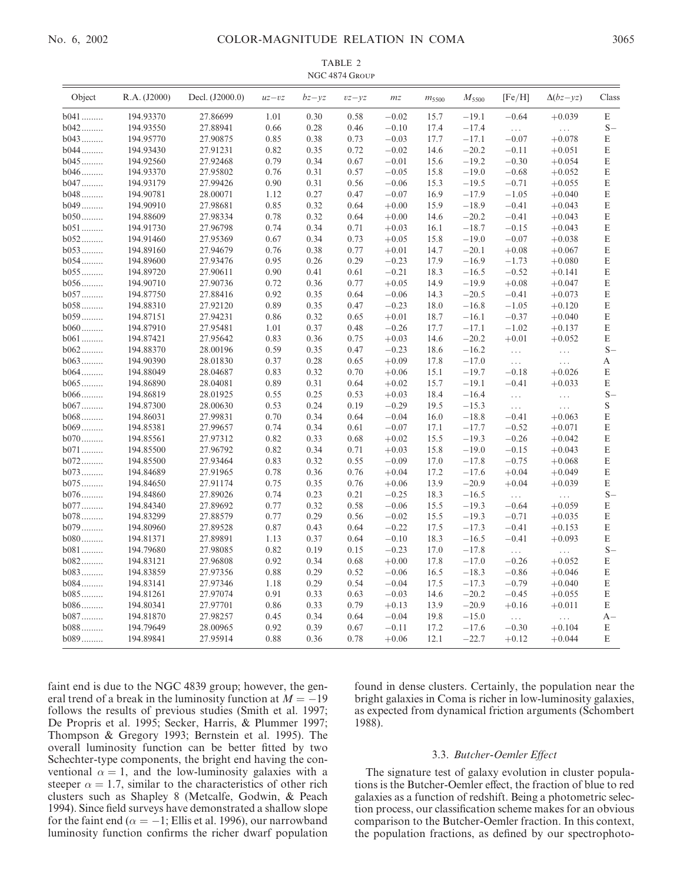TABLE 2
NGC 4874 Group

| Object | R.A. (J2000) | Decl. (J2000.0) | $uz-vz$ | $bz-yz$ | $vz-yz$ | $mz$ | $m_{5500}$ | $M_{5500}$ | [Fe/H] | $\Delta(bz-yz)$ | Class |
|---|---|---|---|---|---|---|---|---|---|---|---|
| b041 | 194.93370 | 27.86699 | 1.01 | 0.30 | 0.58 | −0.02 | 15.7 | −19.1 | −0.64 | +0.039 | E |
| b042 | 194.93550 | 27.88941 | 0.66 | 0.28 | 0.46 | −0.10 | 17.4 | −17.4 | ... | ... | S− |
| b043 | 194.95770 | 27.90875 | 0.85 | 0.38 | 0.73 | −0.03 | 17.7 | −17.1 | −0.07 | +0.078 | E |
| b044 | 194.93430 | 27.91231 | 0.82 | 0.35 | 0.72 | −0.02 | 14.6 | −20.2 | −0.11 | +0.051 | E |
| b045 | 194.92560 | 27.92468 | 0.79 | 0.34 | 0.67 | −0.01 | 15.6 | −19.2 | −0.30 | +0.054 | E |
| b046 | 194.93370 | 27.95802 | 0.76 | 0.31 | 0.57 | −0.05 | 15.8 | −19.0 | −0.68 | +0.052 | E |
| b047 | 194.93179 | 27.99426 | 0.90 | 0.31 | 0.56 | −0.06 | 15.3 | −19.5 | −0.71 | +0.055 | E |
| b048 | 194.90781 | 28.00071 | 1.12 | 0.27 | 0.47 | −0.07 | 16.9 | −17.9 | −1.05 | +0.040 | E |
| b049 | 194.90910 | 27.98681 | 0.85 | 0.32 | 0.64 | +0.00 | 15.9 | −18.9 | −0.41 | +0.043 | E |
| b050 | 194.88609 | 27.98334 | 0.78 | 0.32 | 0.64 | +0.00 | 14.6 | −20.2 | −0.41 | +0.043 | E |
| b051 | 194.91730 | 27.96798 | 0.74 | 0.34 | 0.71 | +0.03 | 16.1 | −18.7 | −0.15 | +0.043 | E |
| b052 | 194.91460 | 27.95369 | 0.67 | 0.34 | 0.73 | +0.05 | 15.8 | −19.0 | −0.07 | +0.038 | E |
| b053 | 194.89160 | 27.94679 | 0.76 | 0.38 | 0.77 | +0.01 | 14.7 | −20.1 | +0.08 | +0.067 | E |
| b054 | 194.89600 | 27.93476 | 0.95 | 0.26 | 0.29 | −0.23 | 17.9 | −16.9 | −1.73 | +0.080 | E |
| b055 | 194.89720 | 27.90611 | 0.90 | 0.41 | 0.61 | −0.21 | 18.3 | −16.5 | −0.52 | +0.141 | E |
| b056 | 194.90710 | 27.90736 | 0.72 | 0.36 | 0.77 | +0.05 | 14.9 | −19.9 | +0.08 | +0.047 | E |
| b057 | 194.87750 | 27.88416 | 0.92 | 0.35 | 0.64 | −0.06 | 14.3 | −20.5 | −0.41 | +0.073 | E |
| b058 | 194.88310 | 27.92120 | 0.89 | 0.35 | 0.47 | −0.23 | 18.0 | −16.8 | −1.05 | +0.120 | E |
| b059 | 194.87151 | 27.94231 | 0.86 | 0.32 | 0.65 | +0.01 | 18.7 | −16.1 | −0.37 | +0.040 | E |
| b060 | 194.87910 | 27.95481 | 1.01 | 0.37 | 0.48 | −0.26 | 17.7 | −17.1 | −1.02 | +0.137 | E |
| b061 | 194.87421 | 27.95642 | 0.83 | 0.36 | 0.75 | +0.03 | 14.6 | −20.2 | +0.01 | +0.052 | E |
| b062 | 194.88370 | 28.00196 | 0.59 | 0.35 | 0.47 | −0.23 | 18.6 | −16.2 | ... | ... | S− |
| b063 | 194.90390 | 28.01830 | 0.37 | 0.28 | 0.65 | +0.09 | 17.8 | −17.0 | ... | ... | A |
| b064 | 194.88049 | 28.04687 | 0.83 | 0.32 | 0.70 | +0.06 | 15.1 | −19.7 | −0.18 | +0.026 | E |
| b065 | 194.86890 | 28.04081 | 0.89 | 0.31 | 0.64 | +0.02 | 15.7 | −19.1 | −0.41 | +0.033 | E |
| b066 | 194.86819 | 28.01925 | 0.55 | 0.25 | 0.53 | +0.03 | 18.4 | −16.4 | ... | ... | S− |
| b067 | 194.87300 | 28.00630 | 0.53 | 0.24 | 0.19 | −0.29 | 19.5 | −15.3 | ... | ... | S |
| b068 | 194.86031 | 27.99831 | 0.70 | 0.34 | 0.64 | −0.04 | 16.0 | −18.8 | −0.41 | +0.063 | E |
| b069 | 194.85381 | 27.99657 | 0.74 | 0.34 | 0.61 | −0.07 | 17.1 | −17.7 | −0.52 | +0.071 | E |
| b070 | 194.85561 | 27.97312 | 0.82 | 0.33 | 0.68 | +0.02 | 15.5 | −19.3 | −0.26 | +0.042 | E |
| b071 | 194.85500 | 27.96792 | 0.82 | 0.34 | 0.71 | +0.03 | 15.8 | −19.0 | −0.15 | +0.043 | E |
| b072 | 194.85500 | 27.93464 | 0.83 | 0.32 | 0.55 | −0.09 | 17.0 | −17.8 | −0.75 | +0.068 | E |
| b073 | 194.84689 | 27.91965 | 0.78 | 0.36 | 0.76 | +0.04 | 17.2 | −17.6 | +0.04 | +0.049 | E |
| b075 | 194.84650 | 27.91174 | 0.75 | 0.35 | 0.76 | +0.06 | 13.9 | −20.9 | +0.04 | +0.039 | E |
| b076 | 194.84860 | 27.89026 | 0.74 | 0.23 | 0.21 | −0.25 | 18.3 | −16.5 | ... | ... | S− |
| b077 | 194.84340 | 27.89692 | 0.77 | 0.32 | 0.58 | −0.06 | 15.5 | −19.3 | −0.64 | +0.059 | E |
| b078 | 194.83299 | 27.88579 | 0.77 | 0.29 | 0.56 | −0.02 | 15.5 | −19.3 | −0.71 | +0.035 | E |
| b079 | 194.80960 | 27.89528 | 0.87 | 0.43 | 0.64 | −0.22 | 17.5 | −17.3 | −0.41 | +0.153 | E |
| b080 | 194.81371 | 27.89891 | 1.13 | 0.37 | 0.64 | −0.10 | 18.3 | −16.5 | −0.41 | +0.093 | E |
| b081 | 194.79680 | 27.98085 | 0.82 | 0.19 | 0.15 | −0.23 | 17.0 | −17.8 | ... | ... | S− |
| b082 | 194.83121 | 27.96808 | 0.92 | 0.34 | 0.68 | +0.00 | 17.8 | −17.0 | −0.26 | +0.052 | E |
| b083 | 194.83859 | 27.97356 | 0.88 | 0.29 | 0.52 | −0.06 | 16.5 | −18.3 | −0.86 | +0.046 | E |
| b084 | 194.83141 | 27.97346 | 1.18 | 0.29 | 0.54 | −0.04 | 17.5 | −17.3 | −0.79 | +0.040 | E |
| b085 | 194.81261 | 27.97074 | 0.91 | 0.33 | 0.63 | −0.03 | 14.6 | −20.2 | −0.45 | +0.055 | E |
| b086 | 194.80341 | 27.97701 | 0.86 | 0.33 | 0.79 | +0.13 | 13.9 | −20.9 | +0.16 | +0.011 | E |
| b087 | 194.81870 | 27.98257 | 0.45 | 0.34 | 0.64 | −0.04 | 19.8 | −15.0 | ... | ... | A− |
| b088 | 194.79649 | 28.00965 | 0.92 | 0.39 | 0.67 | −0.11 | 17.2 | −17.6 | −0.30 | +0.104 | E |
| b089 | 194.89841 | 27.95914 | 0.88 | 0.36 | 0.78 | +0.06 | 12.1 | −22.7 | +0.12 | +0.044 | E |

faint end is due to the NGC 4839 group; however, the general trend of a break in the luminosity function at $M = -19$ follows the results of previous studies (Smith et al. 1997; De Propris et al. 1995; Secker, Harris, & Plummer 1997; Thompson & Gregory 1993; Bernstein et al. 1995). The overall luminosity function can be better fitted by two Schechter-type components, the bright end having the conventional $\alpha = 1$, and the low-luminosity galaxies with a steeper $\alpha = 1.7$, similar to the characteristics of other rich clusters such as Shapley 8 (Metcalfe, Godwin, & Peach 1994). Since field surveys have demonstrated a shallow slope for the faint end ($\alpha = -1$; Ellis et al. 1996), our narrowband luminosity function confirms the richer dwarf population found in dense clusters. Certainly, the population near the bright galaxies in Coma is richer in low-luminosity galaxies, as expected from dynamical friction arguments (Schombert 1988).

### 3.3. *Butcher-Oemler Effect*

The signature test of galaxy evolution in cluster populations is the Butcher-Oemler effect, the fraction of blue to red galaxies as a function of redshift. Being a photometric selection process, our classification scheme makes for an obvious comparison to the Butcher-Oemler fraction. In this context, the population fractions, as defined by our spectrophoto-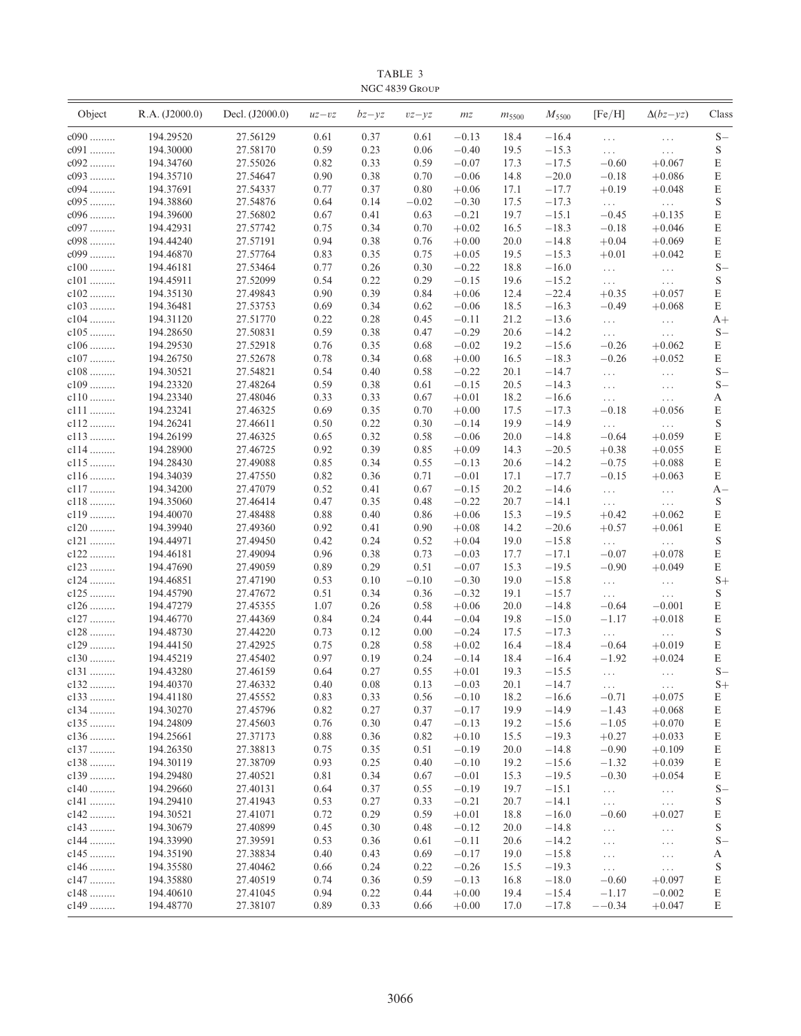TABLE 3

NGC 4839 Group

| Object | R.A. (J2000.0) | Decl. (J2000.0) | $uz-vz$ | $bz-yz$ | $vz-yz$ | $mz$ | $m_{5500}$ | $M_{5500}$ | [Fe/H] | $\Delta(bz-yz)$ | Class |
|---|---|---|---|---|---|---|---|---|---|---|---|
| c090 ......... | 194.29520 | 27.56129 | 0.61 | 0.37 | 0.61 | −0.13 | 18.4 | −16.4 | ... | ... | S− |
| c091 ......... | 194.30000 | 27.58170 | 0.59 | 0.23 | 0.06 | −0.40 | 19.5 | −15.3 | ... | ... | S |
| c092 ......... | 194.34760 | 27.55026 | 0.82 | 0.33 | 0.59 | −0.07 | 17.3 | −17.5 | −0.60 | +0.067 | E |
| c093 ......... | 194.35710 | 27.54647 | 0.90 | 0.38 | 0.70 | −0.06 | 14.8 | −20.0 | −0.18 | +0.086 | E |
| c094 ......... | 194.37691 | 27.54337 | 0.77 | 0.37 | 0.80 | +0.06 | 17.1 | −17.7 | +0.19 | +0.048 | E |
| c095 ......... | 194.38860 | 27.54876 | 0.64 | 0.14 | −0.02 | −0.30 | 17.5 | −17.3 | ... | ... | S |
| c096 ......... | 194.39600 | 27.56802 | 0.67 | 0.41 | 0.63 | −0.21 | 19.7 | −15.1 | −0.45 | +0.135 | E |
| c097 ......... | 194.42931 | 27.57742 | 0.75 | 0.34 | 0.70 | +0.02 | 16.5 | −18.3 | −0.18 | +0.046 | E |
| c098 ......... | 194.44240 | 27.57191 | 0.94 | 0.38 | 0.76 | +0.00 | 20.0 | −14.8 | +0.04 | +0.069 | E |
| c099 ......... | 194.46870 | 27.57764 | 0.83 | 0.35 | 0.75 | +0.05 | 19.5 | −15.3 | +0.01 | +0.042 | E |
| c100 ......... | 194.46181 | 27.53464 | 0.77 | 0.26 | 0.30 | −0.22 | 18.8 | −16.0 | ... | ... | S− |
| c101 ......... | 194.45911 | 27.52099 | 0.54 | 0.22 | 0.29 | −0.15 | 19.6 | −15.2 | ... | ... | S |
| c102 ......... | 194.35130 | 27.49843 | 0.90 | 0.39 | 0.84 | +0.06 | 12.4 | −22.4 | +0.35 | +0.057 | E |
| c103 ......... | 194.36481 | 27.53753 | 0.69 | 0.34 | 0.62 | −0.06 | 18.5 | −16.3 | −0.49 | +0.068 | E |
| c104 ......... | 194.31120 | 27.51770 | 0.22 | 0.28 | 0.45 | −0.11 | 21.2 | −13.6 | ... | ... | A+ |
| c105 ......... | 194.28650 | 27.50831 | 0.59 | 0.38 | 0.47 | −0.29 | 20.6 | −14.2 | ... | ... | S− |
| c106 ......... | 194.29530 | 27.52918 | 0.76 | 0.35 | 0.68 | −0.02 | 19.2 | −15.6 | −0.26 | +0.062 | E |
| c107 ......... | 194.26750 | 27.52678 | 0.78 | 0.34 | 0.68 | +0.00 | 16.5 | −18.3 | −0.26 | +0.052 | E |
| c108 ......... | 194.30521 | 27.54821 | 0.54 | 0.40 | 0.58 | −0.22 | 20.1 | −14.7 | ... | ... | S− |
| c109 ......... | 194.23320 | 27.48264 | 0.59 | 0.38 | 0.61 | −0.15 | 20.5 | −14.3 | ... | ... | S− |
| c110 ......... | 194.23340 | 27.48046 | 0.33 | 0.33 | 0.67 | +0.01 | 18.2 | −16.6 | ... | ... | A |
| c111 ......... | 194.23241 | 27.46325 | 0.69 | 0.35 | 0.70 | +0.00 | 17.5 | −17.3 | −0.18 | +0.056 | E |
| c112 ......... | 194.26241 | 27.46611 | 0.50 | 0.22 | 0.30 | −0.14 | 19.9 | −14.9 | ... | ... | S |
| c113 ......... | 194.26199 | 27.46325 | 0.65 | 0.32 | 0.58 | −0.06 | 20.0 | −14.8 | −0.64 | +0.059 | E |
| c114 ......... | 194.28900 | 27.46725 | 0.92 | 0.39 | 0.85 | +0.09 | 14.3 | −20.5 | +0.38 | +0.055 | E |
| c115 ......... | 194.28430 | 27.49088 | 0.85 | 0.34 | 0.55 | −0.13 | 20.6 | −14.2 | −0.75 | +0.088 | E |
| c116 ......... | 194.34039 | 27.47550 | 0.82 | 0.36 | 0.71 | −0.01 | 17.1 | −17.7 | −0.15 | +0.063 | E |
| c117 ......... | 194.34200 | 27.47079 | 0.52 | 0.41 | 0.67 | −0.15 | 20.2 | −14.6 | ... | ... | A− |
| c118 ......... | 194.35060 | 27.46414 | 0.47 | 0.35 | 0.48 | −0.22 | 20.7 | −14.1 | ... | ... | S |
| c119 ......... | 194.40070 | 27.48488 | 0.88 | 0.40 | 0.86 | +0.06 | 15.3 | −19.5 | +0.42 | +0.062 | E |
| c120 ......... | 194.39940 | 27.49360 | 0.92 | 0.41 | 0.90 | +0.08 | 14.2 | −20.6 | +0.57 | +0.061 | E |
| c121 ......... | 194.44971 | 27.49450 | 0.42 | 0.24 | 0.52 | +0.04 | 19.0 | −15.8 | ... | ... | S |
| c122 ......... | 194.46181 | 27.49094 | 0.96 | 0.38 | 0.73 | −0.03 | 17.7 | −17.1 | −0.07 | +0.078 | E |
| c123 ......... | 194.47690 | 27.49059 | 0.89 | 0.29 | 0.51 | −0.07 | 15.3 | −19.5 | −0.90 | +0.049 | E |
| c124 ......... | 194.46851 | 27.47190 | 0.53 | 0.10 | −0.10 | −0.30 | 19.0 | −15.8 | ... | ... | S+ |
| c125 ......... | 194.45790 | 27.47672 | 0.51 | 0.34 | 0.36 | −0.32 | 19.1 | −15.7 | ... | ... | S |
| c126 ......... | 194.47279 | 27.45355 | 1.07 | 0.26 | 0.58 | +0.06 | 20.0 | −14.8 | −0.64 | −0.001 | E |
| c127 ......... | 194.46770 | 27.44369 | 0.84 | 0.24 | 0.44 | −0.04 | 19.8 | −15.0 | −1.17 | +0.018 | E |
| c128 ......... | 194.48730 | 27.44220 | 0.73 | 0.12 | 0.00 | −0.24 | 17.5 | −17.3 | ... | ... | S |
| c129 ......... | 194.44150 | 27.42925 | 0.75 | 0.28 | 0.58 | +0.02 | 16.4 | −18.4 | −0.64 | +0.019 | E |
| c130 ......... | 194.45219 | 27.45402 | 0.97 | 0.19 | 0.24 | −0.14 | 18.4 | −16.4 | −1.92 | +0.024 | E |
| c131 ......... | 194.43280 | 27.46159 | 0.64 | 0.27 | 0.55 | +0.01 | 19.3 | −15.5 | ... | ... | S− |
| c132 ......... | 194.40370 | 27.46332 | 0.40 | 0.08 | 0.13 | −0.03 | 20.1 | −14.7 | ... | ... | S+ |
| c133 ......... | 194.41180 | 27.45552 | 0.83 | 0.33 | 0.56 | −0.10 | 18.2 | −16.6 | −0.71 | +0.075 | E |
| c134 ......... | 194.30270 | 27.45796 | 0.82 | 0.27 | 0.37 | −0.17 | 19.9 | −14.9 | −1.43 | +0.068 | E |
| c135 ......... | 194.24809 | 27.45603 | 0.76 | 0.30 | 0.47 | −0.13 | 19.2 | −15.6 | −1.05 | +0.070 | E |
| c136 ......... | 194.25661 | 27.37173 | 0.88 | 0.36 | 0.82 | +0.10 | 15.5 | −19.3 | +0.27 | +0.033 | E |
| c137 ......... | 194.26350 | 27.38813 | 0.75 | 0.35 | 0.51 | −0.19 | 20.0 | −14.8 | −0.90 | +0.109 | E |
| c138 ......... | 194.30119 | 27.38709 | 0.93 | 0.25 | 0.40 | −0.10 | 19.2 | −15.6 | −1.32 | +0.039 | E |
| c139 ......... | 194.29480 | 27.40521 | 0.81 | 0.34 | 0.67 | −0.01 | 15.3 | −19.5 | −0.30 | +0.054 | E |
| c140 ......... | 194.29660 | 27.40131 | 0.64 | 0.37 | 0.55 | −0.19 | 19.7 | −15.1 | ... | ... | S− |
| c141 ......... | 194.29410 | 27.41943 | 0.53 | 0.27 | 0.33 | −0.21 | 20.7 | −14.1 | ... | ... | S |
| c142 ......... | 194.30521 | 27.41071 | 0.72 | 0.29 | 0.59 | +0.01 | 18.8 | −16.0 | −0.60 | +0.027 | E |
| c143 ......... | 194.30679 | 27.40899 | 0.45 | 0.30 | 0.48 | −0.12 | 20.0 | −14.8 | ... | ... | S |
| c144 ......... | 194.33990 | 27.39591 | 0.53 | 0.36 | 0.61 | −0.11 | 20.6 | −14.2 | ... | ... | S− |
| c145 ......... | 194.35190 | 27.38834 | 0.40 | 0.43 | 0.69 | −0.17 | 19.0 | −15.8 | ... | ... | A |
| c146 ......... | 194.35580 | 27.40462 | 0.66 | 0.24 | 0.22 | −0.26 | 15.5 | −19.3 | ... | ... | S |
| c147 ......... | 194.35880 | 27.40519 | 0.74 | 0.36 | 0.59 | −0.13 | 16.8 | −18.0 | −0.60 | +0.097 | E |
| c148 ......... | 194.40610 | 27.41045 | 0.94 | 0.22 | 0.44 | +0.00 | 19.4 | −15.4 | −1.17 | −0.002 | E |
| c149 ......... | 194.48770 | 27.38107 | 0.89 | 0.33 | 0.66 | +0.00 | 17.0 | −17.8 | −−0.34 | +0.047 | E |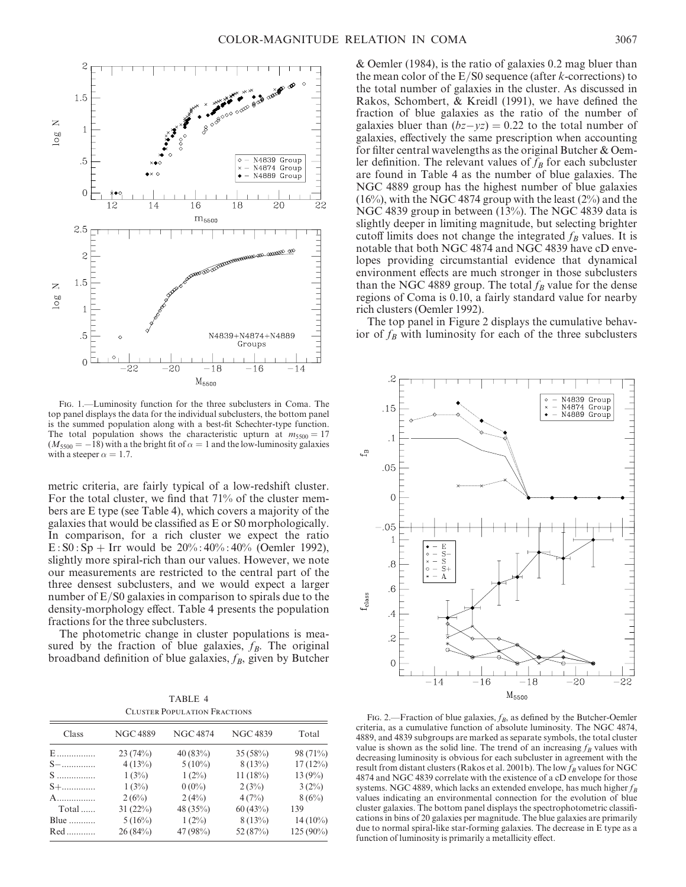Fig. 1.—Luminosity function for the three subclusters in Coma. The top panel displays the data for the individual subclusters, the bottom panel is the summed population along with a best-fit Schechter-type function. The total population shows the characteristic upturn at $m_{5500} = 17$ ($M_{5500} = -18$) with a the bright fit of $\alpha = 1$ and the low-luminosity galaxies with a steeper $\alpha = 1.7$.

metric criteria, are fairly typical of a low-redshift cluster. For the total cluster, we find that 71% of the cluster members are E type (see Table 4), which covers a majority of the galaxies that would be classified as E or S0 morphologically. In comparison, for a rich cluster we expect the ratio E : S0 : Sp + Irr would be 20% : 40% : 40% (Oemler 1992), slightly more spiral-rich than our values. However, we note our measurements are restricted to the central part of the three densest subclusters, and we would expect a larger number of E/S0 galaxies in comparison to spirals due to the density-morphology effect. Table 4 presents the population fractions for the three subclusters.

The photometric change in cluster populations is measured by the fraction of blue galaxies, $f_B$. The original broadband definition of blue galaxies, $f_B$, given by Butcher & Oemler (1984), is the ratio of galaxies 0.2 mag bluer than the mean color of the E/S0 sequence (after $k$-corrections) to the total number of galaxies in the cluster. As discussed in Rakos, Schombert, & Kreidl (1991), we have defined the fraction of blue galaxies as the ratio of the number of galaxies bluer than $(bz-yz) = 0.22$ to the total number of galaxies, effectively the same prescription when accounting for filter central wavelengths as the original Butcher & Oemler definition. The relevant values of $f_B$ for each subcluster are found in Table 4 as the number of blue galaxies. The NGC 4889 group has the highest number of blue galaxies (16%), with the NGC 4874 group with the least (2%) and the NGC 4839 group in between (13%). The NGC 4839 data is slightly deeper in limiting magnitude, but selecting brighter cutoff limits does not change the integrated $f_B$ values. It is notable that both NGC 4874 and NGC 4839 have cD envelopes providing circumstantial evidence that dynamical environment effects are much stronger in those subclusters than the NGC 4889 group. The total $f_B$ value for the dense regions of Coma is 0.10, a fairly standard value for nearby rich clusters (Oemler 1992).

The top panel in Figure 2 displays the cumulative behavior of $f_B$ with luminosity for each of the three subclusters

TABLE 4
Cluster Population Fractions

| Class | NGC 4889 | NGC 4874 | NGC 4839 | Total |
|---|---|---|---|---|
| E | 23 (74%) | 40 (83%) | 35 (58%) | 98 (71%) |
| S− | 4 (13%) | 5 (10%) | 8 (13%) | 17 (12%) |
| S | 1 (3%) | 1 (2%) | 11 (18%) | 13 (9%) |
| S+ | 1 (3%) | 0 (0%) | 2 (3%) | 3 (2%) |
| A | 2 (6%) | 2 (4%) | 4 (7%) | 8 (6%) |
| Total | 31 (22%) | 48 (35%) | 60 (43%) | 139 |
| Blue | 5 (16%) | 1 (2%) | 8 (13%) | 14 (10%) |
| Red | 26 (84%) | 47 (98%) | 52 (87%) | 125 (90%) |

Fig. 2.—Fraction of blue galaxies, $f_B$, as defined by the Butcher-Oemler criteria, as a cumulative function of absolute luminosity. The NGC 4874, 4889, and 4839 subgroups are marked as separate symbols, the total cluster value is shown as the solid line. The trend of an increasing $f_B$ values with decreasing luminosity is obvious for each subcluster in agreement with the result from distant clusters (Rakos et al. 2001b). The low $f_B$ values for NGC 4874 and NGC 4839 correlate with the existence of a cD envelope for those systems. NGC 4889, which lacks an extended envelope, has much higher $f_B$ values indicating an environmental connection for the evolution of blue cluster galaxies. The bottom panel displays the spectrophotometric classifications in bins of 20 galaxies per magnitude. The blue galaxies are primarily due to normal spiral-like star-forming galaxies. The decrease in E type as a function of luminosity is primarily a metallicity effect.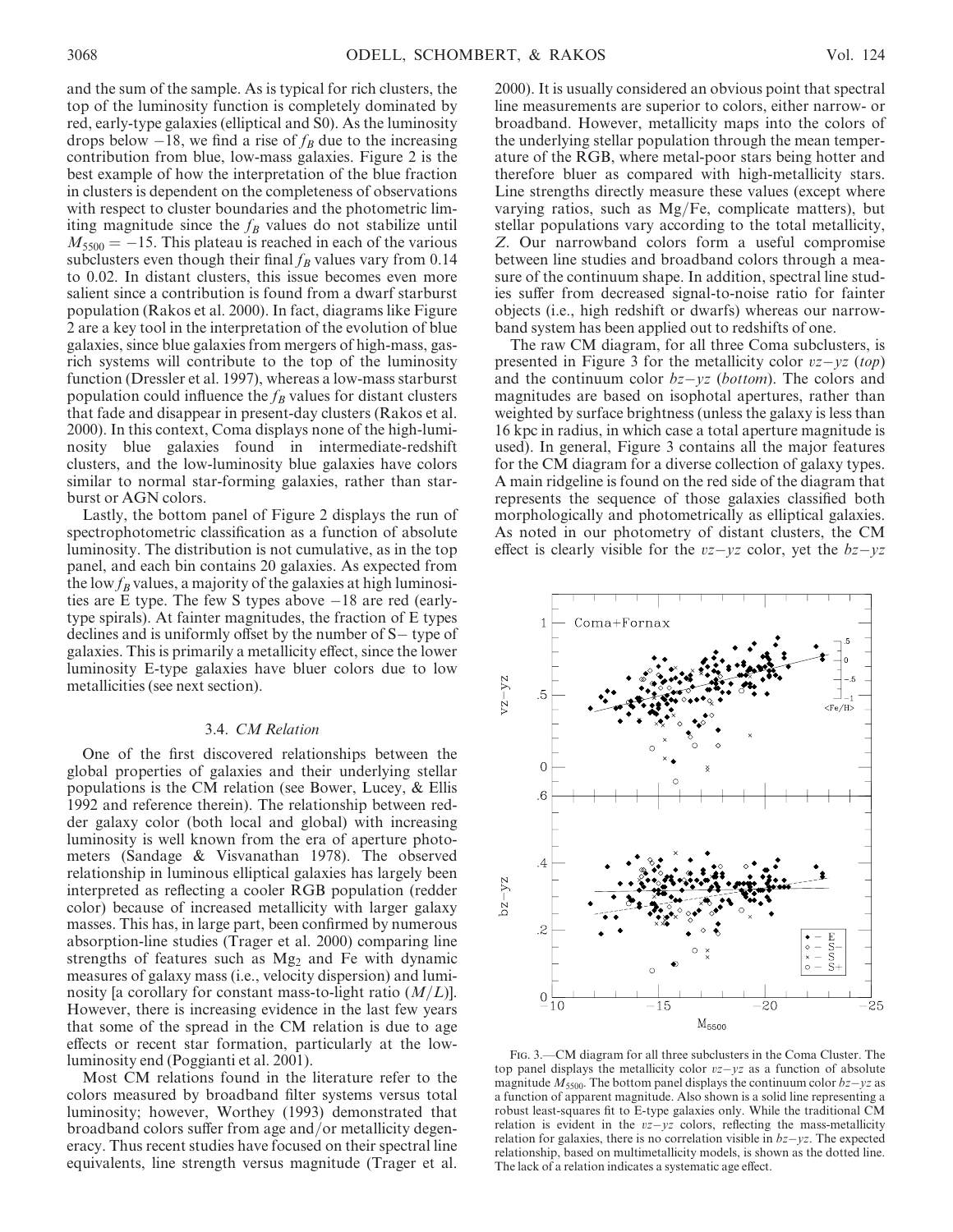and the sum of the sample. As is typical for rich clusters, the top of the luminosity function is completely dominated by red, early-type galaxies (elliptical and S0). As the luminosity drops below −18, we find a rise of $f_B$ due to the increasing contribution from blue, low-mass galaxies. Figure 2 is the best example of how the interpretation of the blue fraction in clusters is dependent on the completeness of observations with respect to cluster boundaries and the photometric limiting magnitude since the $f_B$ values do not stabilize until $M_{5500} = -15$. This plateau is reached in each of the various subclusters even though their final $f_B$ values vary from 0.14 to 0.02. In distant clusters, this issue becomes even more salient since a contribution is found from a dwarf starburst population (Rakos et al. 2000). In fact, diagrams like Figure 2 are a key tool in the interpretation of the evolution of blue galaxies, since blue galaxies from mergers of high-mass, gas-rich systems will contribute to the top of the luminosity function (Dressler et al. 1997), whereas a low-mass starburst population could influence the $f_B$ values for distant clusters that fade and disappear in present-day clusters (Rakos et al. 2000). In this context, Coma displays none of the high-luminosity blue galaxies found in intermediate-redshift clusters, and the low-luminosity blue galaxies have colors similar to normal star-forming galaxies, rather than starburst or AGN colors.

Lastly, the bottom panel of Figure 2 displays the run of spectrophotometric classification as a function of absolute luminosity. The distribution is not cumulative, as in the top panel, and each bin contains 20 galaxies. As expected from the low $f_B$ values, a majority of the galaxies at high luminosities are E type. The few S types above −18 are red (early-type spirals). At fainter magnitudes, the fraction of E types declines and is uniformly offset by the number of S− type of galaxies. This is primarily a metallicity effect, since the lower luminosity E-type galaxies have bluer colors due to low metallicities (see next section).

### 3.4. *CM Relation*

One of the first discovered relationships between the global properties of galaxies and their underlying stellar populations is the CM relation (see Bower, Lucey, & Ellis 1992 and reference therein). The relationship between redder galaxy color (both local and global) with increasing luminosity is well known from the era of aperture photometers (Sandage & Visvanathan 1978). The observed relationship in luminous elliptical galaxies has largely been interpreted as reflecting a cooler RGB population (redder color) because of increased metallicity with larger galaxy masses. This has, in large part, been confirmed by numerous absorption-line studies (Trager et al. 2000) comparing line strengths of features such as $Mg_2$ and Fe with dynamic measures of galaxy mass (i.e., velocity dispersion) and luminosity [a corollary for constant mass-to-light ratio ($M/L$)]. However, there is increasing evidence in the last few years that some of the spread in the CM relation is due to age effects or recent star formation, particularly at the low-luminosity end (Poggianti et al. 2001).

Most CM relations found in the literature refer to the colors measured by broadband filter systems versus total luminosity; however, Worthey (1993) demonstrated that broadband colors suffer from age and/or metallicity degeneracy. Thus recent studies have focused on their spectral line equivalents, line strength versus magnitude (Trager et al. 2000). It is usually considered an obvious point that spectral line measurements are superior to colors, either narrow- or broadband. However, metallicity maps into the colors of the underlying stellar population through the mean temperature of the RGB, where metal-poor stars being hotter and therefore bluer as compared with high-metallicity stars. Line strengths directly measure these values (except where varying ratios, such as Mg/Fe, complicate matters), but stellar populations vary according to the total metallicity, $Z$. Our narrowband colors form a useful compromise between line studies and broadband colors through a measure of the continuum shape. In addition, spectral line studies suffer from decreased signal-to-noise ratio for fainter objects (i.e., high redshift or dwarfs) whereas our narrowband system has been applied out to redshifts of one.

The raw CM diagram, for all three Coma subclusters, is presented in Figure 3 for the metallicity color $vz-yz$ (*top*) and the continuum color $bz-yz$ (*bottom*). The colors and magnitudes are based on isophotal apertures, rather than weighted by surface brightness (unless the galaxy is less than 16 kpc in radius, in which case a total aperture magnitude is used). In general, Figure 3 contains all the major features for the CM diagram for a diverse collection of galaxy types. A main ridgeline is found on the red side of the diagram that represents the sequence of those galaxies classified both morphologically and photometrically as elliptical galaxies. As noted in our photometry of distant clusters, the CM effect is clearly visible for the $vz-yz$ color, yet the $bz-yz$

Fig. 3.—CM diagram for all three subclusters in the Coma Cluster. The top panel displays the metallicity color $vz-yz$ as a function of absolute magnitude $M_{5500}$. The bottom panel displays the continuum color $bz-yz$ as a function of apparent magnitude. Also shown is a solid line representing a robust least-squares fit to E-type galaxies only. While the traditional CM relation is evident in the $vz-yz$ colors, reflecting the mass-metallicity relation for galaxies, there is no correlation visible in $bz-yz$. The expected relationship, based on multimetallicity models, is shown as the dotted line. The lack of a relation indicates a systematic age effect.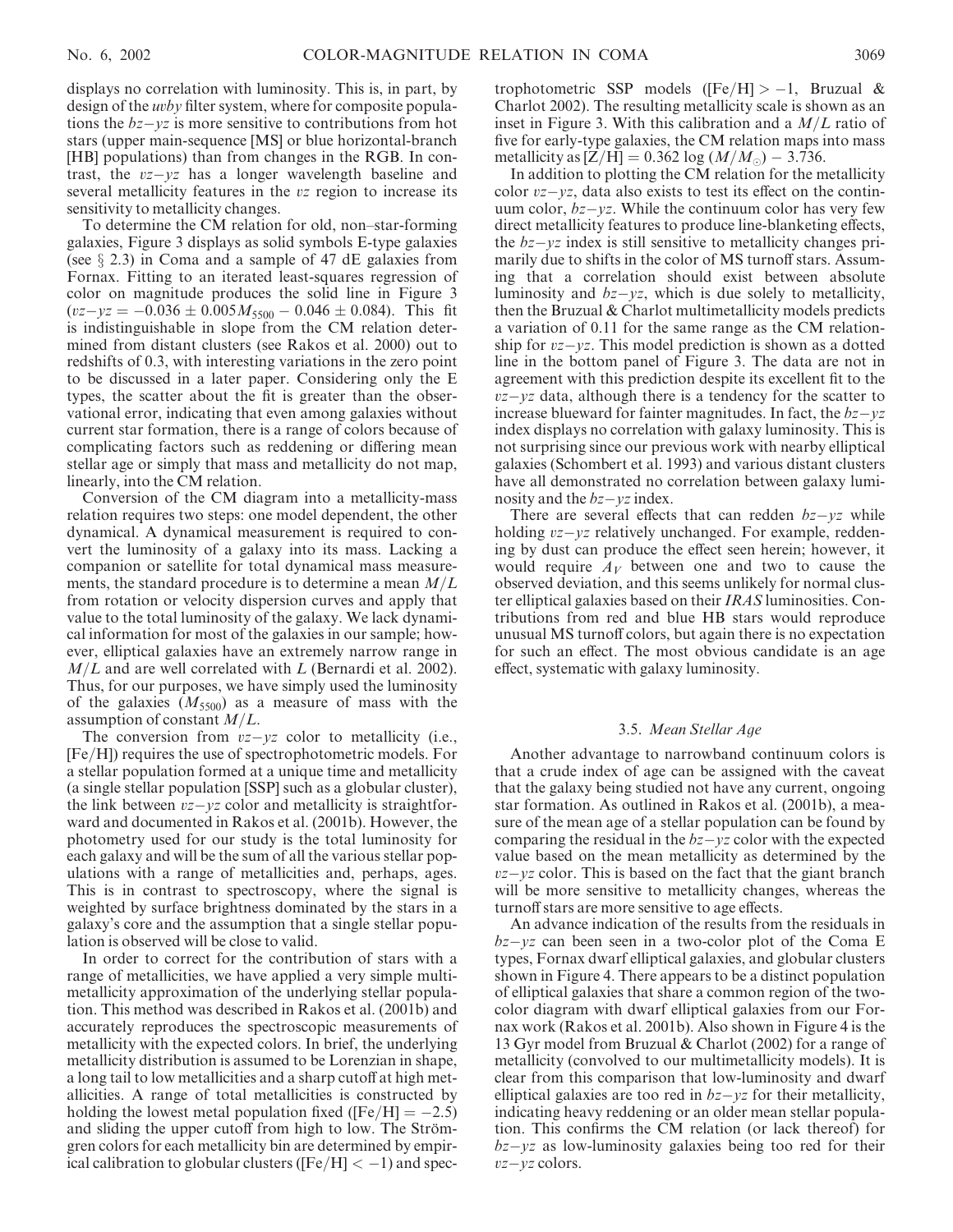displays no correlation with luminosity. This is, in part, by design of the *uvby* filter system, where for composite populations the $bz-yz$ is more sensitive to contributions from hot stars (upper main-sequence [MS] or blue horizontal-branch [HB] populations) than from changes in the RGB. In contrast, the $vz-yz$ has a longer wavelength baseline and several metallicity features in the $vz$ region to increase its sensitivity to metallicity changes.

To determine the CM relation for old, non–star-forming galaxies, Figure 3 displays as solid symbols E-type galaxies (see § 2.3) in Coma and a sample of 47 dE galaxies from Fornax. Fitting to an iterated least-squares regression of color on magnitude produces the solid line in Figure 3 ($vz-yz = -0.036 \pm 0.005 M_{5500} - 0.046 \pm 0.084$). This fit is indistinguishable in slope from the CM relation determined from distant clusters (see Rakos et al. 2000) out to redshifts of 0.3, with interesting variations in the zero point to be discussed in a later paper. Considering only the E types, the scatter about the fit is greater than the observational error, indicating that even among galaxies without current star formation, there is a range of colors because of complicating factors such as reddening or differing mean stellar age or simply that mass and metallicity do not map, linearly, into the CM relation.

Conversion of the CM diagram into a metallicity-mass relation requires two steps: one model dependent, the other dynamical. A dynamical measurement is required to convert the luminosity of a galaxy into its mass. Lacking a companion or satellite for total dynamical mass measurements, the standard procedure is to determine a mean $M/L$ from rotation or velocity dispersion curves and apply that value to the total luminosity of the galaxy. We lack dynamical information for most of the galaxies in our sample; however, elliptical galaxies have an extremely narrow range in $M/L$ and are well correlated with $L$ (Bernardi et al. 2002). Thus, for our purposes, we have simply used the luminosity of the galaxies ($M_{5500}$) as a measure of mass with the assumption of constant $M/L$.

The conversion from $vz-yz$ color to metallicity (i.e., [Fe/H]) requires the use of spectrophotometric models. For a stellar population formed at a unique time and metallicity (a single stellar population [SSP] such as a globular cluster), the link between $vz-yz$ color and metallicity is straightforward and documented in Rakos et al. (2001b). However, the photometry used for our study is the total luminosity for each galaxy and will be the sum of all the various stellar populations with a range of metallicities and, perhaps, ages. This is in contrast to spectroscopy, where the signal is weighted by surface brightness dominated by the stars in a galaxy's core and the assumption that a single stellar population is observed will be close to valid.

In order to correct for the contribution of stars with a range of metallicities, we have applied a very simple multimetallicity approximation of the underlying stellar population. This method was described in Rakos et al. (2001b) and accurately reproduces the spectroscopic measurements of metallicity with the expected colors. In brief, the underlying metallicity distribution is assumed to be Lorenzian in shape, a long tail to low metallicities and a sharp cutoff at high metallicities. A range of total metallicities is constructed by holding the lowest metal population fixed ([Fe/H] $= -2.5$) and sliding the upper cutoff from high to low. The Strömgren colors for each metallicity bin are determined by empirical calibration to globular clusters ([Fe/H] $< -1$) and spectrophotometric SSP models ([Fe/H] $> -1$, Bruzual & Charlot 2002). The resulting metallicity scale is shown as an inset in Figure 3. With this calibration and a $M/L$ ratio of five for early-type galaxies, the CM relation maps into mass metallicity as $[Z/H] = 0.362 \log (M/M_{\odot}) - 3.736$.

In addition to plotting the CM relation for the metallicity color $vz-yz$, data also exists to test its effect on the continuum color, $bz-yz$. While the continuum color has very few direct metallicity features to produce line-blanketing effects, the $bz-yz$ index is still sensitive to metallicity changes primarily due to shifts in the color of MS turnoff stars. Assuming that a correlation should exist between absolute luminosity and $bz-yz$, which is due solely to metallicity, then the Bruzual & Charlot multimetallicity models predicts a variation of 0.11 for the same range as the CM relationship for $vz-yz$. This model prediction is shown as a dotted line in the bottom panel of Figure 3. The data are not in agreement with this prediction despite its excellent fit to the $vz-yz$ data, although there is a tendency for the scatter to increase blueward for fainter magnitudes. In fact, the $bz-yz$ index displays no correlation with galaxy luminosity. This is not surprising since our previous work with nearby elliptical galaxies (Schombert et al. 1993) and various distant clusters have all demonstrated no correlation between galaxy luminosity and the $bz-yz$ index.

There are several effects that can redden $bz-yz$ while holding $vz-yz$ relatively unchanged. For example, reddening by dust can produce the effect seen herein; however, it would require $A_V$ between one and two to cause the observed deviation, and this seems unlikely for normal cluster elliptical galaxies based on their *IRAS* luminosities. Contributions from red and blue HB stars would reproduce unusual MS turnoff colors, but again there is no expectation for such an effect. The most obvious candidate is an age effect, systematic with galaxy luminosity.

### 3.5. *Mean Stellar Age*

Another advantage to narrowband continuum colors is that a crude index of age can be assigned with the caveat that the galaxy being studied not have any current, ongoing star formation. As outlined in Rakos et al. (2001b), a measure of the mean age of a stellar population can be found by comparing the residual in the $bz-yz$ color with the expected value based on the mean metallicity as determined by the $vz-yz$ color. This is based on the fact that the giant branch will be more sensitive to metallicity changes, whereas the turnoff stars are more sensitive to age effects.

An advance indication of the results from the residuals in $bz-yz$ can been seen in a two-color plot of the Coma E types, Fornax dwarf elliptical galaxies, and globular clusters shown in Figure 4. There appears to be a distinct population of elliptical galaxies that share a common region of the two-color diagram with dwarf elliptical galaxies from our Fornax work (Rakos et al. 2001b). Also shown in Figure 4 is the 13 Gyr model from Bruzual & Charlot (2002) for a range of metallicity (convolved to our multimetallicity models). It is clear from this comparison that low-luminosity and dwarf elliptical galaxies are too red in $bz-yz$ for their metallicity, indicating heavy reddening or an older mean stellar population. This confirms the CM relation (or lack thereof) for $bz-yz$ as low-luminosity galaxies being too red for their $vz-yz$ colors.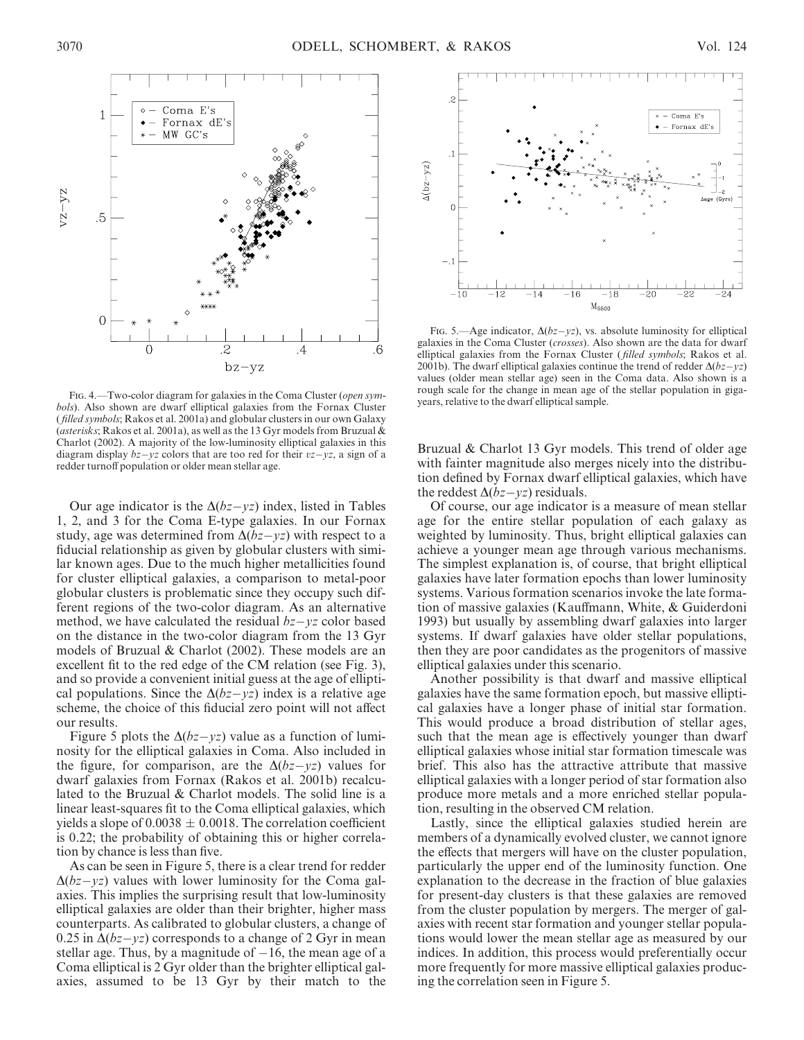Fig. 4.—Two-color diagram for galaxies in the Coma Cluster (*open symbols*). Also shown are dwarf elliptical galaxies from the Fornax Cluster (*filled symbols*; Rakos et al. 2001a) and globular clusters in our own Galaxy (*asterisks*; Rakos et al. 2001a), as well as the 13 Gyr models from Bruzual & Charlot (2002). A majority of the low-luminosity elliptical galaxies in this diagram display $bz-yz$ colors that are too red for their $vz-yz$, a sign of a redder turnoff population or older mean stellar age.

Fig. 5.—Age indicator, $\Delta(bz-yz)$, vs. absolute luminosity for elliptical galaxies in the Coma Cluster (*crosses*). Also shown are the data for dwarf elliptical galaxies from the Fornax Cluster (*filled symbols*; Rakos et al. 2001b). The dwarf elliptical galaxies continue the trend of redder $\Delta(bz-yz)$ values (older mean stellar age) seen in the Coma data. Also shown is a rough scale for the change in mean age of the stellar population in gigayears, relative to the dwarf elliptical sample.

Our age indicator is the $\Delta(bz-yz)$ index, listed in Tables 1, 2, and 3 for the Coma E-type galaxies. In our Fornax study, age was determined from $\Delta(bz-yz)$ with respect to a fiducial relationship as given by globular clusters with similar known ages. Due to the much higher metallicities found for cluster elliptical galaxies, a comparison to metal-poor globular clusters is problematic since they occupy such different regions of the two-color diagram. As an alternative method, we have calculated the residual $bz-yz$ color based on the distance in the two-color diagram from the 13 Gyr models of Bruzual & Charlot (2002). These models are an excellent fit to the red edge of the CM relation (see Fig. 3), and so provide a convenient initial guess at the age of elliptical populations. Since the $\Delta(bz-yz)$ index is a relative age scheme, the choice of this fiducial zero point will not affect our results.

Figure 5 plots the $\Delta(bz-yz)$ value as a function of luminosity for the elliptical galaxies in Coma. Also included in the figure, for comparison, are the $\Delta(bz-yz)$ values for dwarf galaxies from Fornax (Rakos et al. 2001b) recalculated to the Bruzual & Charlot models. The solid line is a linear least-squares fit to the Coma elliptical galaxies, which yields a slope of $0.0038 \pm 0.0018$. The correlation coefficient is 0.22; the probability of obtaining this or higher correlation by chance is less than five.

As can be seen in Figure 5, there is a clear trend for redder $\Delta(bz-yz)$ values with lower luminosity for the Coma galaxies. This implies the surprising result that low-luminosity elliptical galaxies are older than their brighter, higher mass counterparts. As calibrated to globular clusters, a change of 0.25 in $\Delta(bz-yz)$ corresponds to a change of 2 Gyr in mean stellar age. Thus, by a magnitude of $-16$, the mean age of a Coma elliptical is 2 Gyr older than the brighter elliptical galaxies, assumed to be 13 Gyr by their match to the Bruzual & Charlot 13 Gyr models. This trend of older age with fainter magnitude also merges nicely into the distribution defined by Fornax dwarf elliptical galaxies, which have the reddest $\Delta(bz-yz)$ residuals.

Of course, our age indicator is a measure of mean stellar age for the entire stellar population of each galaxy as weighted by luminosity. Thus, bright elliptical galaxies can achieve a younger mean age through various mechanisms. The simplest explanation is, of course, that bright elliptical galaxies have later formation epochs than lower luminosity systems. Various formation scenarios invoke the late formation of massive galaxies (Kauffmann, White, & Guiderdoni 1993) but usually by assembling dwarf galaxies into larger systems. If dwarf galaxies have older stellar populations, then they are poor candidates as the progenitors of massive elliptical galaxies under this scenario.

Another possibility is that dwarf and massive elliptical galaxies have the same formation epoch, but massive elliptical galaxies have a longer phase of initial star formation. This would produce a broad distribution of stellar ages, such that the mean age is effectively younger than dwarf elliptical galaxies whose initial star formation timescale was brief. This also has the attractive attribute that massive elliptical galaxies with a longer period of star formation also produce more metals and a more enriched stellar population, resulting in the observed CM relation.

Lastly, since the elliptical galaxies studied herein are members of a dynamically evolved cluster, we cannot ignore the effects that mergers will have on the cluster population, particularly the upper end of the luminosity function. One explanation to the decrease in the fraction of blue galaxies for present-day clusters is that these galaxies are removed from the cluster population by mergers. The merger of galaxies with recent star formation and younger stellar populations would lower the mean stellar age as measured by our indices. In addition, this process would preferentially occur more frequently for more massive elliptical galaxies producing the correlation seen in Figure 5.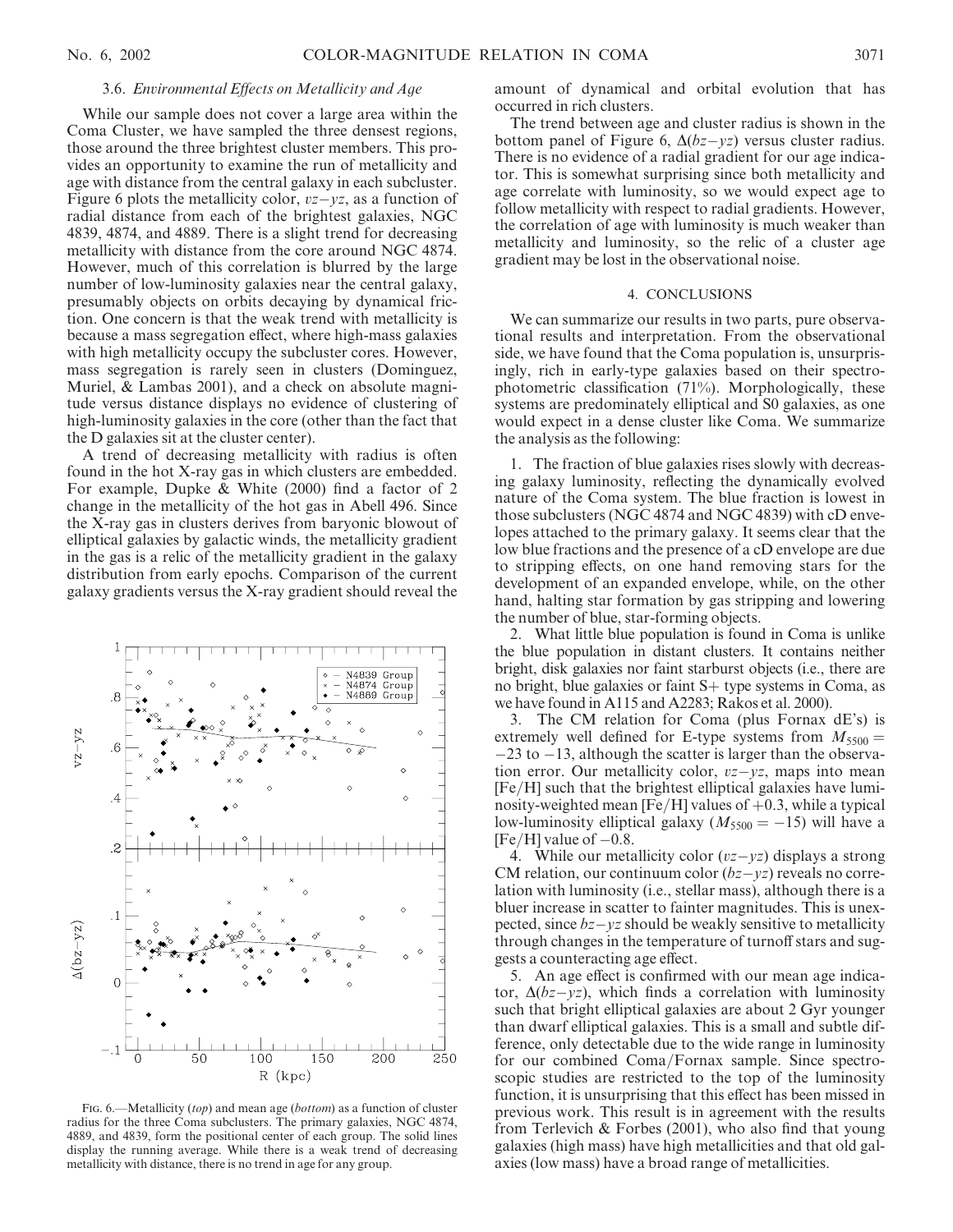### 3.6. *Environmental Effects on Metallicity and Age*

While our sample does not cover a large area within the Coma Cluster, we have sampled the three densest regions, those around the three brightest cluster members. This provides an opportunity to examine the run of metallicity and age with distance from the central galaxy in each subcluster. Figure 6 plots the metallicity color, $vz-yz$, as a function of radial distance from each of the brightest galaxies, NGC 4839, 4874, and 4889. There is a slight trend for decreasing metallicity with distance from the core around NGC 4874. However, much of this correlation is blurred by the large number of low-luminosity galaxies near the central galaxy, presumably objects on orbits decaying by dynamical friction. One concern is that the weak trend with metallicity is because a mass segregation effect, where high-mass galaxies with high metallicity occupy the subcluster cores. However, mass segregation is rarely seen in clusters (Dominguez, Muriel, & Lambas 2001), and a check on absolute magnitude versus distance displays no evidence of clustering of high-luminosity galaxies in the core (other than the fact that the D galaxies sit at the cluster center).

A trend of decreasing metallicity with radius is often found in the hot X-ray gas in which clusters are embedded. For example, Dupke & White (2000) find a factor of 2 change in the metallicity of the hot gas in Abell 496. Since the X-ray gas in clusters derives from baryonic blowout of elliptical galaxies by galactic winds, the metallicity gradient in the gas is a relic of the metallicity gradient in the galaxy distribution from early epochs. Comparison of the current galaxy gradients versus the X-ray gradient should reveal the amount of dynamical and orbital evolution that has occurred in rich clusters.

The trend between age and cluster radius is shown in the bottom panel of Figure 6, $\Delta(bz-yz)$ versus cluster radius. There is no evidence of a radial gradient for our age indicator. This is somewhat surprising since both metallicity and age correlate with luminosity, so we would expect age to follow metallicity with respect to radial gradients. However, the correlation of age with luminosity is much weaker than metallicity and luminosity, so the relic of a cluster age gradient may be lost in the observational noise.

Fig. 6.—Metallicity (*top*) and mean age (*bottom*) as a function of cluster radius for the three Coma subclusters. The primary galaxies, NGC 4874, 4889, and 4839, form the positional center of each group. The solid lines display the running average. While there is a weak trend of decreasing metallicity with distance, there is no trend in age for any group.

## 4. CONCLUSIONS

We can summarize our results in two parts, pure observational results and interpretation. From the observational side, we have found that the Coma population is, unsurprisingly, rich in early-type galaxies based on their spectrophotometric classification (71%). Morphologically, these systems are predominately elliptical and S0 galaxies, as one would expect in a dense cluster like Coma. We summarize the analysis as the following:

1. The fraction of blue galaxies rises slowly with decreasing galaxy luminosity, reflecting the dynamically evolved nature of the Coma system. The blue fraction is lowest in those subclusters (NGC 4874 and NGC 4839) with cD envelopes attached to the primary galaxy. It seems clear that the low blue fractions and the presence of a cD envelope are due to stripping effects, on one hand removing stars for the development of an expanded envelope, while, on the other hand, halting star formation by gas stripping and lowering the number of blue, star-forming objects.

2. What little blue population is found in Coma is unlike the blue population in distant clusters. It contains neither bright, disk galaxies nor faint starburst objects (i.e., there are no bright, blue galaxies or faint S+ type systems in Coma, as we have found in A115 and A2283; Rakos et al. 2000).

3. The CM relation for Coma (plus Fornax dE's) is extremely well defined for E-type systems from $M_{5500} = -23$ to $-13$, although the scatter is larger than the observation error. Our metallicity color, $vz-yz$, maps into mean [Fe/H] such that the brightest elliptical galaxies have luminosity-weighted mean [Fe/H] values of $+0.3$, while a typical low-luminosity elliptical galaxy ($M_{5500} = -15$) will have a [Fe/H] value of $-0.8$.

4. While our metallicity color ($vz-yz$) displays a strong CM relation, our continuum color ($bz-yz$) reveals no correlation with luminosity (i.e., stellar mass), although there is a bluer increase in scatter to fainter magnitudes. This is unexpected, since $bz-yz$ should be weakly sensitive to metallicity through changes in the temperature of turnoff stars and suggests a counteracting age effect.

5. An age effect is confirmed with our mean age indicator, $\Delta(bz-yz)$, which finds a correlation with luminosity such that bright elliptical galaxies are about 2 Gyr younger than dwarf elliptical galaxies. This is a small and subtle difference, only detectable due to the wide range in luminosity for our combined Coma/Fornax sample. Since spectroscopic studies are restricted to the top of the luminosity function, it is unsurprising that this effect has been missed in previous work. This result is in agreement with the results from Terlevich & Forbes (2001), who also find that young galaxies (high mass) have high metallicities and that old galaxies (low mass) have a broad range of metallicities.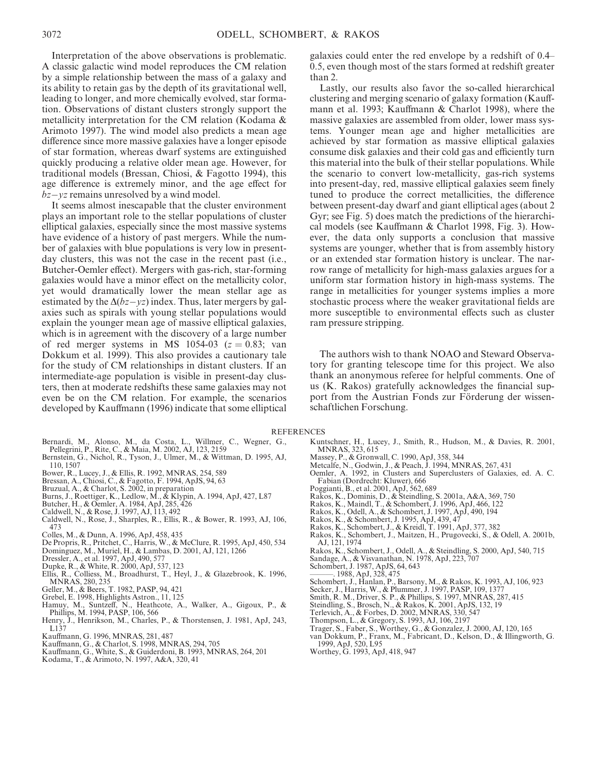Interpretation of the above observations is problematic. A classic galactic wind model reproduces the CM relation by a simple relationship between the mass of a galaxy and its ability to retain gas by the depth of its gravitational well, leading to longer, and more chemically evolved, star formation. Observations of distant clusters strongly support the metallicity interpretation for the CM relation (Kodama & Arimoto 1997). The wind model also predicts a mean age difference since more massive galaxies have a longer episode of star formation, whereas dwarf systems are extinguished quickly producing a relative older mean age. However, for traditional models (Bressan, Chiosi, & Fagotto 1994), this age difference is extremely minor, and the age effect for $bz-yz$ remains unresolved by a wind model.

It seems almost inescapable that the cluster environment plays an important role to the stellar populations of cluster elliptical galaxies, especially since the most massive systems have evidence of a history of past mergers. While the number of galaxies with blue populations is very low in present-day clusters, this was not the case in the recent past (i.e., Butcher-Oemler effect). Mergers with gas-rich, star-forming galaxies would have a minor effect on the metallicity color, yet would dramatically lower the mean stellar age as estimated by the $\Delta(bz-yz)$ index. Thus, later mergers by galaxies such as spirals with young stellar populations would explain the younger mean age of massive elliptical galaxies, which is in agreement with the discovery of a large number of red merger systems in MS 1054-03 ($z=0.83$; van Dokkum et al. 1999). This also provides a cautionary tale for the study of CM relationships in distant clusters. If an intermediate-age population is visible in present-day clusters, then at moderate redshifts these same galaxies may not even be on the CM relation. For example, the scenarios developed by Kauffmann (1996) indicate that some elliptical galaxies could enter the red envelope by a redshift of 0.4–0.5, even though most of the stars formed at redshift greater than 2.

Lastly, our results also favor the so-called hierarchical clustering and merging scenario of galaxy formation (Kauffmann et al. 1993; Kauffmann & Charlot 1998), where the massive galaxies are assembled from older, lower mass systems. Younger mean age and higher metallicities are achieved by star formation as massive elliptical galaxies consume disk galaxies and their cold gas and efficiently turn this material into the bulk of their stellar populations. While the scenario to convert low-metallicity, gas-rich systems into present-day, red, massive elliptical galaxies seem finely tuned to produce the correct metallicities, the difference between present-day dwarf and giant elliptical ages (about 2 Gyr; see Fig. 5) does match the predictions of the hierarchical models (see Kauffmann & Charlot 1998, Fig. 3). However, the data only supports a conclusion that massive systems are younger, whether that is from assembly history or an extended star formation history is unclear. The narrow range of metallicity for high-mass galaxies argues for a uniform star formation history in high-mass systems. The range in metallicities for younger systems implies a more stochastic process where the weaker gravitational fields are more susceptible to environmental effects such as cluster ram pressure stripping.

The authors wish to thank NOAO and Steward Observatory for granting telescope time for this project. We also thank an anonymous referee for helpful comments. One of us (K. Rakos) gratefully acknowledges the financial support from the Austrian Fonds zur Förderung der wissenschaftlichen Forschung.

## REFERENCES

Bernardi, M., Alonso, M., da Costa, L., Willmer, C., Wegner, G., Pellegrini, P., Rite, C., & Maia, M. 2002, AJ, 123, 2159
Bernstein, G., Nichol, R., Tyson, J., Ulmer, M., & Wittman, D. 1995, AJ, 110, 1507
Bower, R., Lucey, J., & Ellis, R. 1992, MNRAS, 254, 589
Bressan, A., Chiosi, C., & Fagotto, F. 1994, ApJS, 94, 63
Bruzual, A., & Charlot, S. 2002, in preparation
Burns, J., Roettiger, K., Ledlow, M., & Klypin, A. 1994, ApJ, 427, L87
Butcher, H., & Oemler, A. 1984, ApJ, 285, 426
Caldwell, N., & Rose, J. 1997, AJ, 113, 492
Caldwell, N., Rose, J., Sharples, R., Ellis, R., & Bower, R. 1993, AJ, 106, 473
Colles, M., & Dunn, A. 1996, ApJ, 458, 435
De Propris, R., Pritchet, C., Harris, W., & McClure, R. 1995, ApJ, 450, 534
Dominguez, M., Muriel, H., & Lambas, D. 2001, AJ, 121, 1266
Dressler, A., et al. 1997, ApJ, 490, 577
Dupke, R., & White, R. 2000, ApJ, 537, 123
Ellis, R., Colliess, M., Broadhurst, T., Heyl, J., & Glazebrook, K. 1996, MNRAS, 280, 235
Geller, M., & Beers, T. 1982, PASP, 94, 421
Grebel, E. 1998, Highlights Astron., 11, 125
Hamuy, M., Suntzeff, N., Heathcote, A., Walker, A., Gigoux, P., & Phillips, M. 1994, PASP, 106, 566
Henry, J., Henrikson, M., Charles, P., & Thorstensen, J. 1981, ApJ, 243, L137
Kauffmann, G. 1996, MNRAS, 281, 487
Kauffmann, G., & Charlot, S. 1998, MNRAS, 294, 705
Kauffmann, G., White, S., & Guiderdoni, B. 1993, MNRAS, 264, 201
Kodama, T., & Arimoto, N. 1997, A&A, 320, 41
Kuntschner, H., Lucey, J., Smith, R., Hudson, M., & Davies, R. 2001, MNRAS, 323, 615
Massey, P., & Gronwall, C. 1990, ApJ, 358, 344
Metcalfe, N., Godwin, J., & Peach, J. 1994, MNRAS, 267, 431
Oemler, A. 1992, in Clusters and Superclusters of Galaxies, ed. A. C. Fabian (Dordrecht: Kluwer), 666
Poggianti, B., et al. 2001, ApJ, 562, 689
Rakos, K., Dominis, D., & Steindling, S. 2001a, A&A, 369, 750
Rakos, K., Maindl, T., & Schombert, J. 1996, ApJ, 466, 122
Rakos, K., Odell, A., & Schombert, J. 1997, ApJ, 490, 194
Rakos, K., & Schombert, J. 1995, ApJ, 439, 47
Rakos, K., Schombert, J., & Kreidl, T. 1991, ApJ, 377, 382
Rakos, K., Schombert, J., Maitzen, H., Prugovecki, S., & Odell, A. 2001b, AJ, 121, 1974
Rakos, K., Schombert, J., Odell, A., & Steindling, S. 2000, ApJ, 540, 715
Sandage, A., & Visvanathan, N. 1978, ApJ, 223, 707
Schombert, J. 1987, ApJS, 64, 643
———. 1988, ApJ, 328, 475
Schombert, J., Hanlan, P., Barsony, M., & Rakos, K. 1993, AJ, 106, 923
Secker, J., Harris, W., & Plummer, J. 1997, PASP, 109, 1377
Smith, R. M., Driver, S. P., & Phillips, S. 1997, MNRAS, 287, 415
Steindling, S., Brosch, N., & Rakos, K. 2001, ApJS, 132, 19
Terlevich, A., & Forbes, D. 2002, MNRAS, 330, 547
Thompson, L., & Gregory, S. 1993, AJ, 106, 2197
Trager, S., Faber, S., Worthey, G., & Gonzalez, J. 2000, AJ, 120, 165
van Dokkum, P., Franx, M., Fabricant, D., Kelson, D., & Illingworth, G. 1999, ApJ, 520, L95
Worthey, G. 1993, ApJ, 418, 947